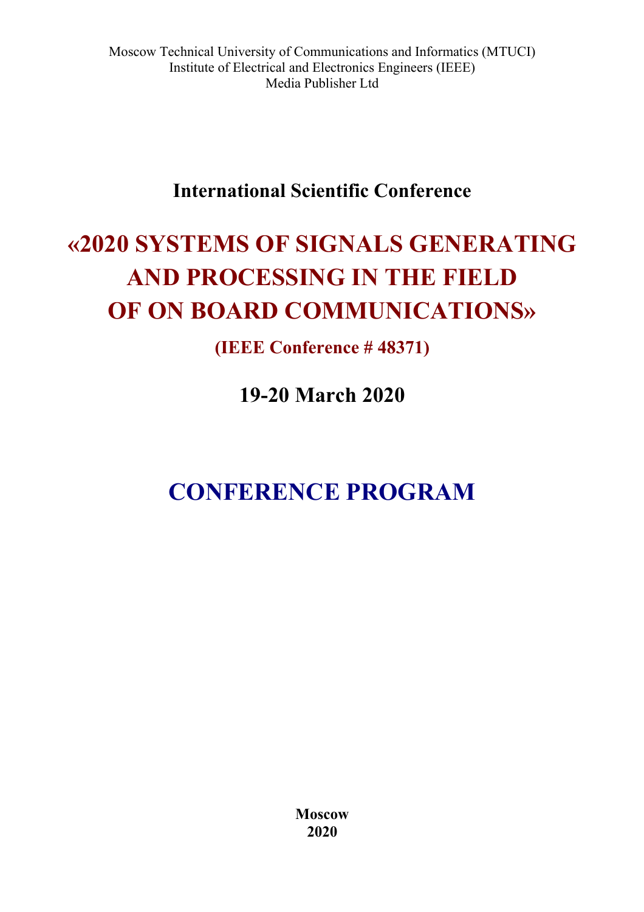Moscow Technical University of Communications and Informatics (MTUCI)
Institute of Electrical and Electronics Engineers (IEEE)
Media Publisher Ltd

**International Scientific Conference**

# «2020 SYSTEMS OF SIGNALS GENERATING AND PROCESSING IN THE FIELD OF ON BOARD COMMUNICATIONS»

**(IEEE Conference # 48371)**

**19-20 March 2020**

# CONFERENCE PROGRAM

**Moscow**
**2020**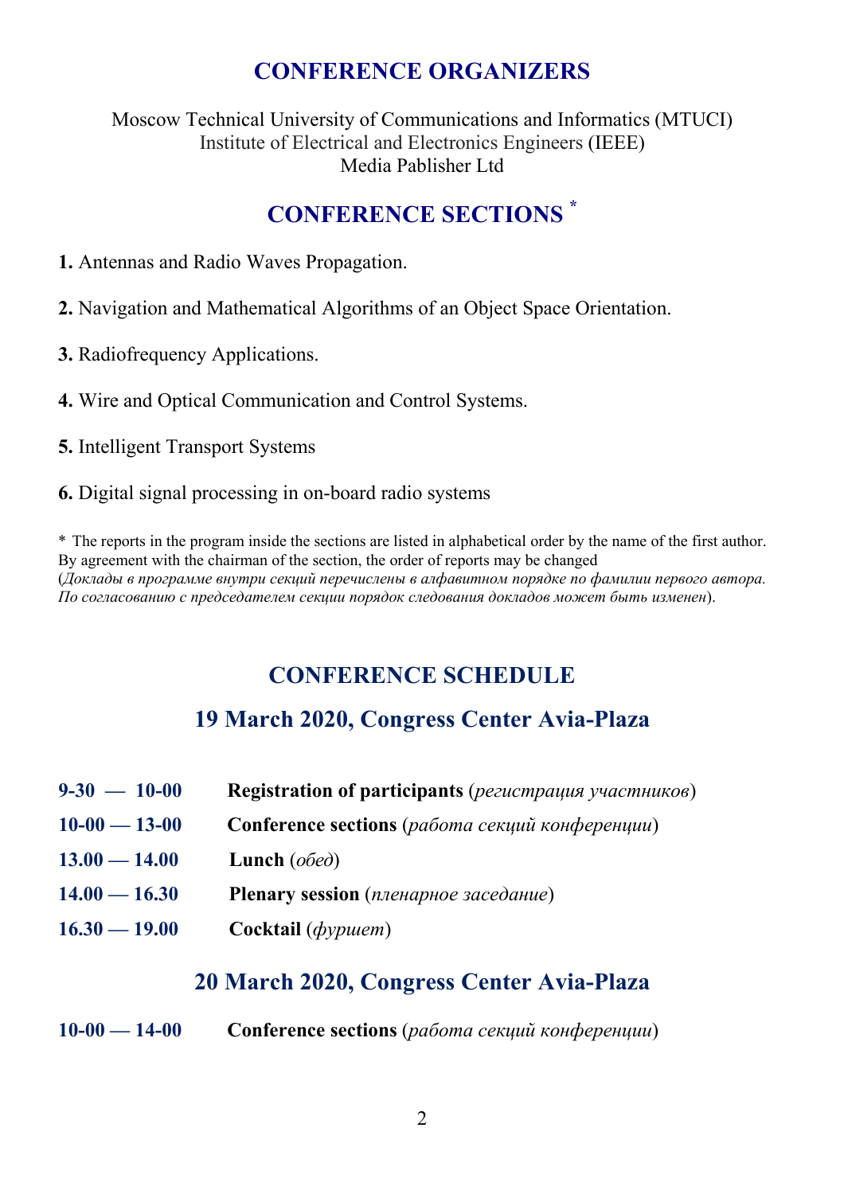## CONFERENCE ORGANIZERS

Moscow Technical University of Communications and Informatics (MTUCI)
Institute of Electrical and Electronics Engineers (IEEE)
Media Pablisher Ltd

## CONFERENCE SECTIONS *

**1.** Antennas and Radio Waves Propagation.

**2.** Navigation and Mathematical Algorithms of an Object Space Orientation.

**3.** Radiofrequency Applications.

**4.** Wire and Optical Communication and Control Systems.

**5.** Intelligent Transport Systems

**6.** Digital signal processing in on-board radio systems

\* The reports in the program inside the sections are listed in alphabetical order by the name of the first author. By agreement with the chairman of the section, the order of reports may be changed (*Доклады в программе внутри секций перечислены в алфавитном порядке по фамилии первого автора. По согласованию с председателем секции порядок следования докладов может быть изменен*).

## CONFERENCE SCHEDULE

### 19 March 2020, Congress Center Avia-Plaza

**9-30 — 10-00** **Registration of participants** (*регистрация участников*)

**10-00 — 13-00** **Conference sections** (*работа секций конференции*)

**13.00 — 14.00** **Lunch** (*обед*)

**14.00 — 16.30** **Plenary session** (*пленарное заседание*)

**16.30 — 19.00** **Cocktail** (*фуршет*)

### 20 March 2020, Congress Center Avia-Plaza

**10-00 — 14-00** **Conference sections** (*работа секций конференции*)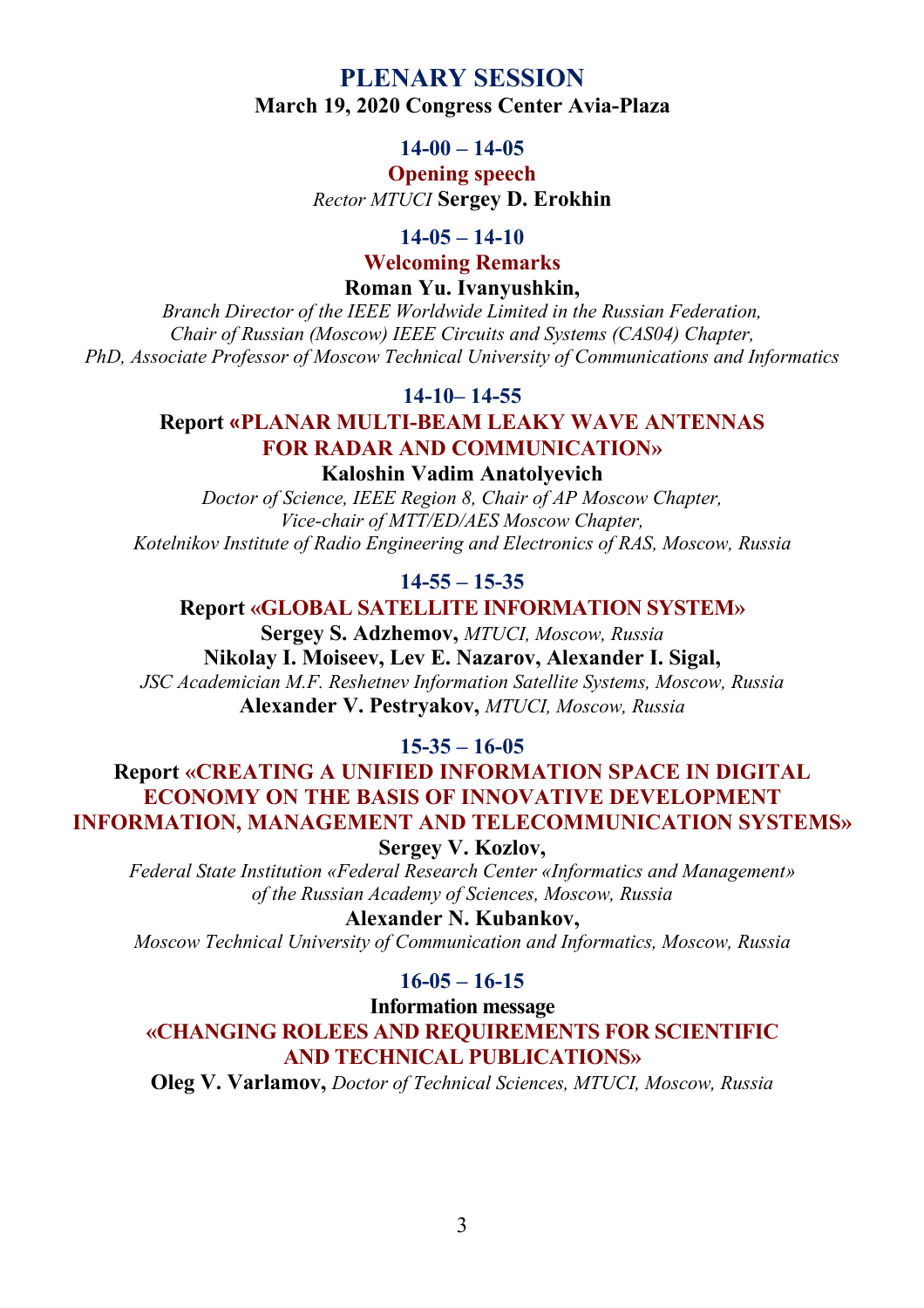# PLENARY SESSION

**March 19, 2020 Congress Center Avia-Plaza**

**14-00 – 14-05**

**Opening speech**

*Rector MTUCI* **Sergey D. Erokhin**

**14-05 – 14-10**

**Welcoming Remarks**

**Roman Yu. Ivanyushkin,**

*Branch Director of the IEEE Worldwide Limited in the Russian Federation,*
*Chair of Russian (Moscow) IEEE Circuits and Systems (CAS04) Chapter,*
*PhD, Associate Professor of Moscow Technical University of Communications and Informatics*

**14-10– 14-55**

**Report «PLANAR MULTI-BEAM LEAKY WAVE ANTENNAS FOR RADAR AND COMMUNICATION»**

**Kaloshin Vadim Anatolyevich**

*Doctor of Science, IEEE Region 8, Chair of AP Moscow Chapter,*
*Vice-chair of MTT/ED/AES Moscow Chapter,*
*Kotelnikov Institute of Radio Engineering and Electronics of RAS, Moscow, Russia*

**14-55 – 15-35**

**Report «GLOBAL SATELLITE INFORMATION SYSTEM»**

**Sergey S. Adzhemov,** *MTUCI, Moscow, Russia*
**Nikolay I. Moiseev, Lev E. Nazarov, Alexander I. Sigal,**
*JSC Academician M.F. Reshetnev Information Satellite Systems, Moscow, Russia*
**Alexander V. Pestryakov,** *MTUCI, Moscow, Russia*

**15-35 – 16-05**

**Report «CREATING A UNIFIED INFORMATION SPACE IN DIGITAL ECONOMY ON THE BASIS OF INNOVATIVE DEVELOPMENT INFORMATION, MANAGEMENT AND TELECOMMUNICATION SYSTEMS»**

**Sergey V. Kozlov,**
*Federal State Institution «Federal Research Center «Informatics and Management» of the Russian Academy of Sciences, Moscow, Russia*
**Alexander N. Kubankov,**
*Moscow Technical University of Communication and Informatics, Moscow, Russia*

**16-05 – 16-15**

**Information message**

**«CHANGING ROLEES AND REQUIREMENTS FOR SCIENTIFIC AND TECHNICAL PUBLICATIONS»**

**Oleg V. Varlamov,** *Doctor of Technical Sciences, MTUCI, Moscow, Russia*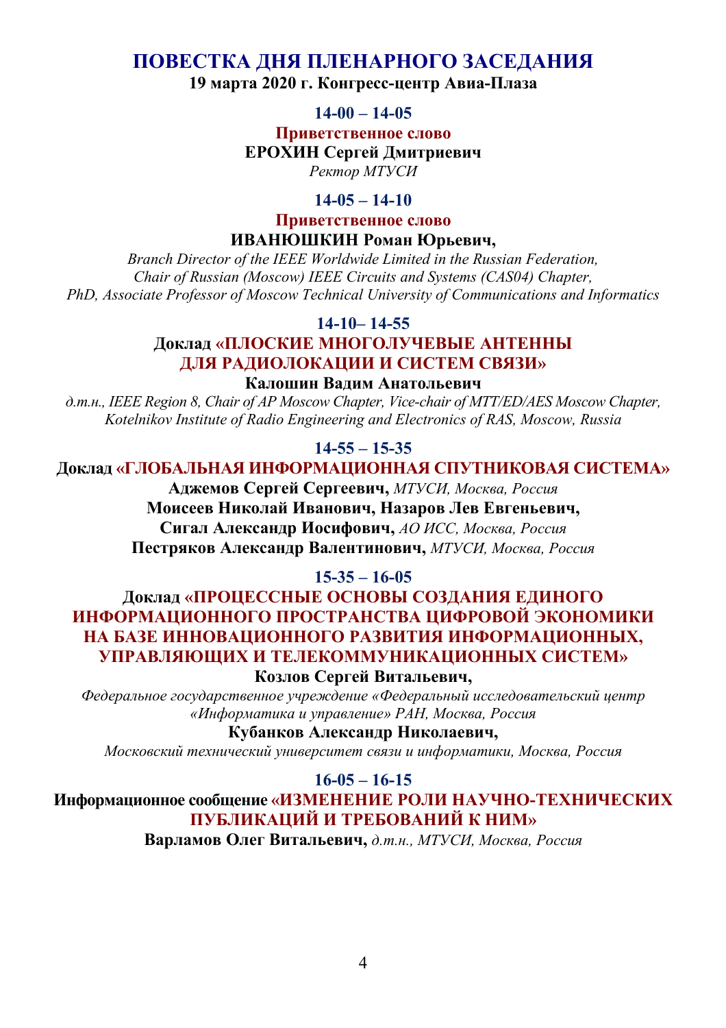# ПОВЕСТКА ДНЯ ПЛЕНАРНОГО ЗАСЕДАНИЯ

**19 марта 2020 г. Конгресс-центр Авиа-Плаза**

**14-00 – 14-05**

**Приветственное слово**

**ЕРОХИН Сергей Дмитриевич**

*Ректор МТУСИ*

**14-05 – 14-10**

**Приветственное слово**

**ИВАНЮШКИН Роман Юрьевич,**

*Branch Director of the IEEE Worldwide Limited in the Russian Federation,*
*Chair of Russian (Moscow) IEEE Circuits and Systems (CAS04) Chapter,*
*PhD, Associate Professor of Moscow Technical University of Communications and Informatics*

**14-10– 14-55**

**Доклад «ПЛОСКИЕ МНОГОЛУЧЕВЫЕ АНТЕННЫ ДЛЯ РАДИОЛОКАЦИИ И СИСТЕМ СВЯЗИ»**

**Калошин Вадим Анатольевич**

*д.т.н., IEEE Region 8, Chair of AP Moscow Chapter, Vice-chair of MTT/ED/AES Moscow Chapter, Kotelnikov Institute of Radio Engineering and Electronics of RAS, Moscow, Russia*

**14-55 – 15-35**

**Доклад «ГЛОБАЛЬНАЯ ИНФОРМАЦИОННАЯ СПУТНИКОВАЯ СИСТЕМА»**

**Аджемов Сергей Сергеевич,** *МТУСИ, Москва, Россия*

**Моисеев Николай Иванович, Назаров Лев Евгеньевич,**

**Сигал Александр Иосифович,** *АО ИСС, Москва, Россия*

**Пестряков Александр Валентинович,** *МТУСИ, Москва, Россия*

**15-35 – 16-05**

**Доклад «ПРОЦЕССНЫЕ ОСНОВЫ СОЗДАНИЯ ЕДИНОГО ИНФОРМАЦИОННОГО ПРОСТРАНСТВА ЦИФРОВОЙ ЭКОНОМИКИ НА БАЗЕ ИННОВАЦИОННОГО РАЗВИТИЯ ИНФОРМАЦИОННЫХ, УПРАВЛЯЮЩИХ И ТЕЛЕКОММУНИКАЦИОННЫХ СИСТЕМ»**

**Козлов Сергей Витальевич,**

*Федеральное государственное учреждение «Федеральный исследовательский центр «Информатика и управление» РАН, Москва, Россия*

**Кубанков Александр Николаевич,**

*Московский технический университет связи и информатики, Москва, Россия*

**16-05 – 16-15**

**Информационное сообщение «ИЗМЕНЕНИЕ РОЛИ НАУЧНО-ТЕХНИЧЕСКИХ ПУБЛИКАЦИЙ И ТРЕБОВАНИЙ К НИМ»**

**Варламов Олег Витальевич,** *д.т.н., МТУСИ, Москва, Россия*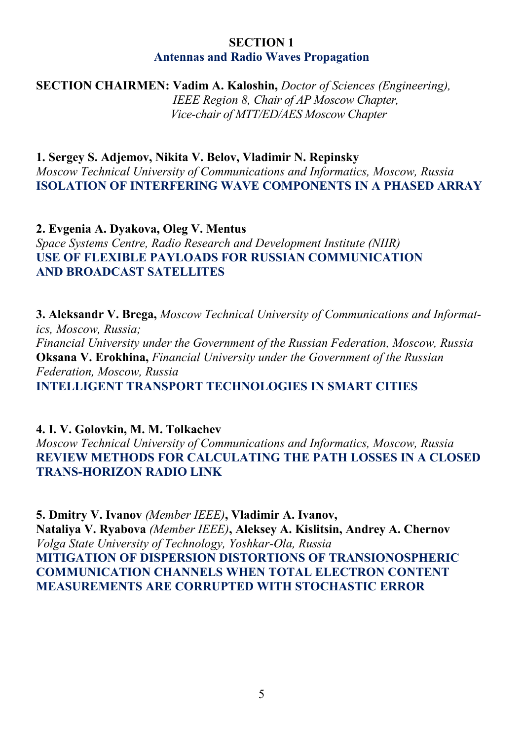## SECTION 1
### Antennas and Radio Waves Propagation

**SECTION CHAIRMEN: Vadim A. Kaloshin,** *Doctor of Sciences (Engineering), IEEE Region 8, Chair of AP Moscow Chapter, Vice-chair of MTT/ED/AES Moscow Chapter*

**1. Sergey S. Adjemov, Nikita V. Belov, Vladimir N. Repinsky**
*Moscow Technical University of Communications and Informatics, Moscow, Russia*
**ISOLATION OF INTERFERING WAVE COMPONENTS IN A PHASED ARRAY**

**2. Evgenia A. Dyakova, Oleg V. Mentus**
*Space Systems Centre, Radio Research and Development Institute (NIIR)*
**USE OF FLEXIBLE PAYLOADS FOR RUSSIAN COMMUNICATION AND BROADCAST SATELLITES**

**3. Aleksandr V. Brega,** *Moscow Technical University of Communications and Informatics, Moscow, Russia;*
*Financial University under the Government of the Russian Federation, Moscow, Russia*
**Oksana V. Erokhina,** *Financial University under the Government of the Russian Federation, Moscow, Russia*
**INTELLIGENT TRANSPORT TECHNOLOGIES IN SMART CITIES**

**4. I. V. Golovkin, M. M. Tolkachev**
*Moscow Technical University of Communications and Informatics, Moscow, Russia*
**REVIEW METHODS FOR CALCULATING THE PATH LOSSES IN A CLOSED TRANS-HORIZON RADIO LINK**

**5. Dmitry V. Ivanov** *(Member IEEE)*, **Vladimir A. Ivanov, Nataliya V. Ryabova** *(Member IEEE)*, **Aleksey A. Kislitsin, Andrey A. Chernov**
*Volga State University of Technology, Yoshkar-Ola, Russia*
**MITIGATION OF DISPERSION DISTORTIONS OF TRANSIONOSPHERIC COMMUNICATION CHANNELS WHEN TOTAL ELECTRON CONTENT MEASUREMENTS ARE CORRUPTED WITH STOCHASTIC ERROR**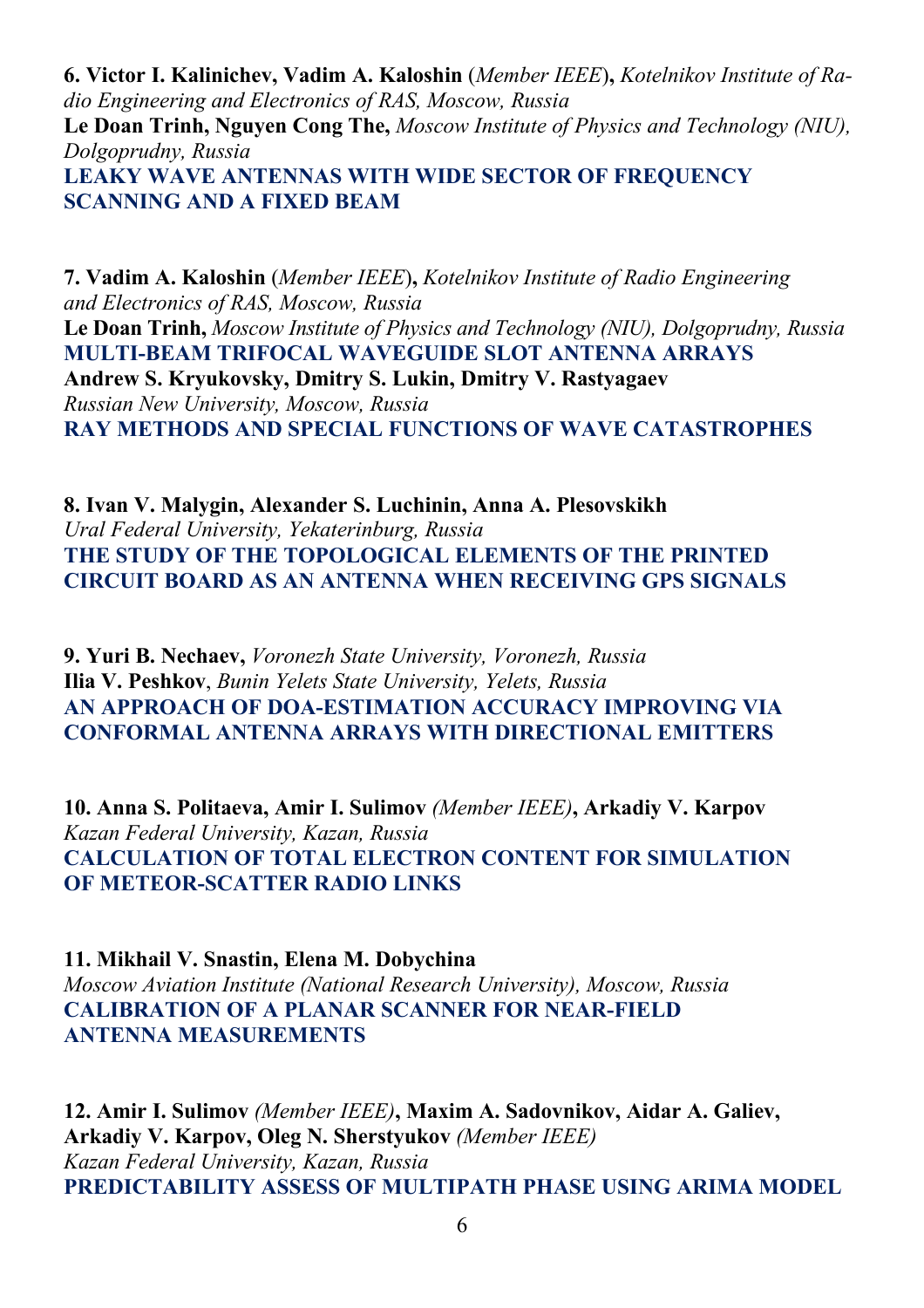**6. Victor I. Kalinichev, Vadim A. Kaloshin** (*Member IEEE*)**,** *Kotelnikov Institute of Radio Engineering and Electronics of RAS, Moscow, Russia*
**Le Doan Trinh, Nguyen Cong The,** *Moscow Institute of Physics and Technology (NIU), Dolgoprudny, Russia*
**LEAKY WAVE ANTENNAS WITH WIDE SECTOR OF FREQUENCY SCANNING AND A FIXED BEAM**

**7. Vadim A. Kaloshin** (*Member IEEE*)**,** *Kotelnikov Institute of Radio Engineering and Electronics of RAS, Moscow, Russia*
**Le Doan Trinh,** *Moscow Institute of Physics and Technology (NIU), Dolgoprudny, Russia*
**MULTI-BEAM TRIFOCAL WAVEGUIDE SLOT ANTENNA ARRAYS**
**Andrew S. Kryukovsky, Dmitry S. Lukin, Dmitry V. Rastyagaev**
*Russian New University, Moscow, Russia*
**RAY METHODS AND SPECIAL FUNCTIONS OF WAVE CATASTROPHES**

**8. Ivan V. Malygin, Alexander S. Luchinin, Anna A. Plesovskikh**
*Ural Federal University, Yekaterinburg, Russia*
**THE STUDY OF THE TOPOLOGICAL ELEMENTS OF THE PRINTED CIRCUIT BOARD AS AN ANTENNA WHEN RECEIVING GPS SIGNALS**

**9. Yuri B. Nechaev,** *Voronezh State University, Voronezh, Russia*
**Ilia V. Peshkov**, *Bunin Yelets State University, Yelets, Russia*
**AN APPROACH OF DOA-ESTIMATION ACCURACY IMPROVING VIA CONFORMAL ANTENNA ARRAYS WITH DIRECTIONAL EMITTERS**

**10. Anna S. Politaeva, Amir I. Sulimov** *(Member IEEE)***, Arkadiy V. Karpov**
*Kazan Federal University, Kazan, Russia*
**CALCULATION OF TOTAL ELECTRON CONTENT FOR SIMULATION OF METEOR-SCATTER RADIO LINKS**

**11. Mikhail V. Snastin, Elena M. Dobychina**
*Moscow Aviation Institute (National Research University), Moscow, Russia*
**CALIBRATION OF A PLANAR SCANNER FOR NEAR-FIELD ANTENNA MEASUREMENTS**

**12. Amir I. Sulimov** *(Member IEEE)***, Maxim A. Sadovnikov, Aidar A. Galiev, Arkadiy V. Karpov, Oleg N. Sherstyukov** *(Member IEEE)*
*Kazan Federal University, Kazan, Russia*
**PREDICTABILITY ASSESS OF MULTIPATH PHASE USING ARIMA MODEL**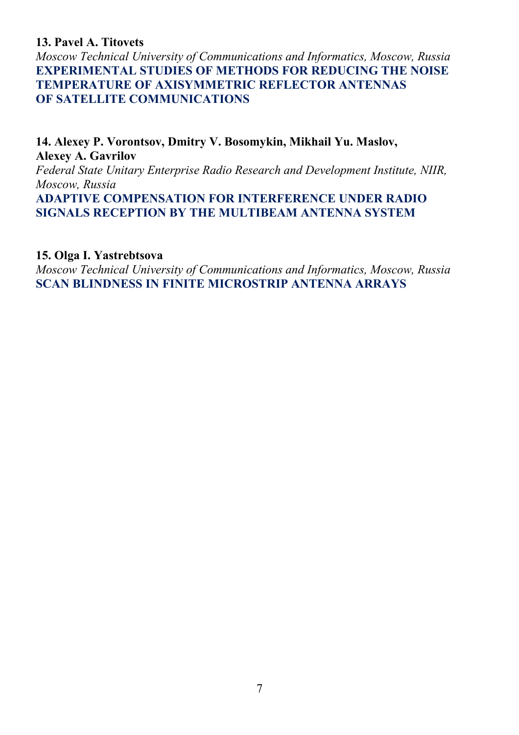**13. Pavel A. Titovets**
*Moscow Technical University of Communications and Informatics, Moscow, Russia*
**EXPERIMENTAL STUDIES OF METHODS FOR REDUCING THE NOISE TEMPERATURE OF AXISYMMETRIC REFLECTOR ANTENNAS OF SATELLITE COMMUNICATIONS**

**14. Alexey P. Vorontsov, Dmitry V. Bosomykin, Mikhail Yu. Maslov, Alexey A. Gavrilov**
*Federal State Unitary Enterprise Radio Research and Development Institute, NIIR, Moscow, Russia*
**ADAPTIVE COMPENSATION FOR INTERFERENCE UNDER RADIO SIGNALS RECEPTION BY THE MULTIBEAM ANTENNA SYSTEM**

**15. Olga I. Yastrebtsova**
*Moscow Technical University of Communications and Informatics, Moscow, Russia*
**SCAN BLINDNESS IN FINITE MICROSTRIP ANTENNA ARRAYS**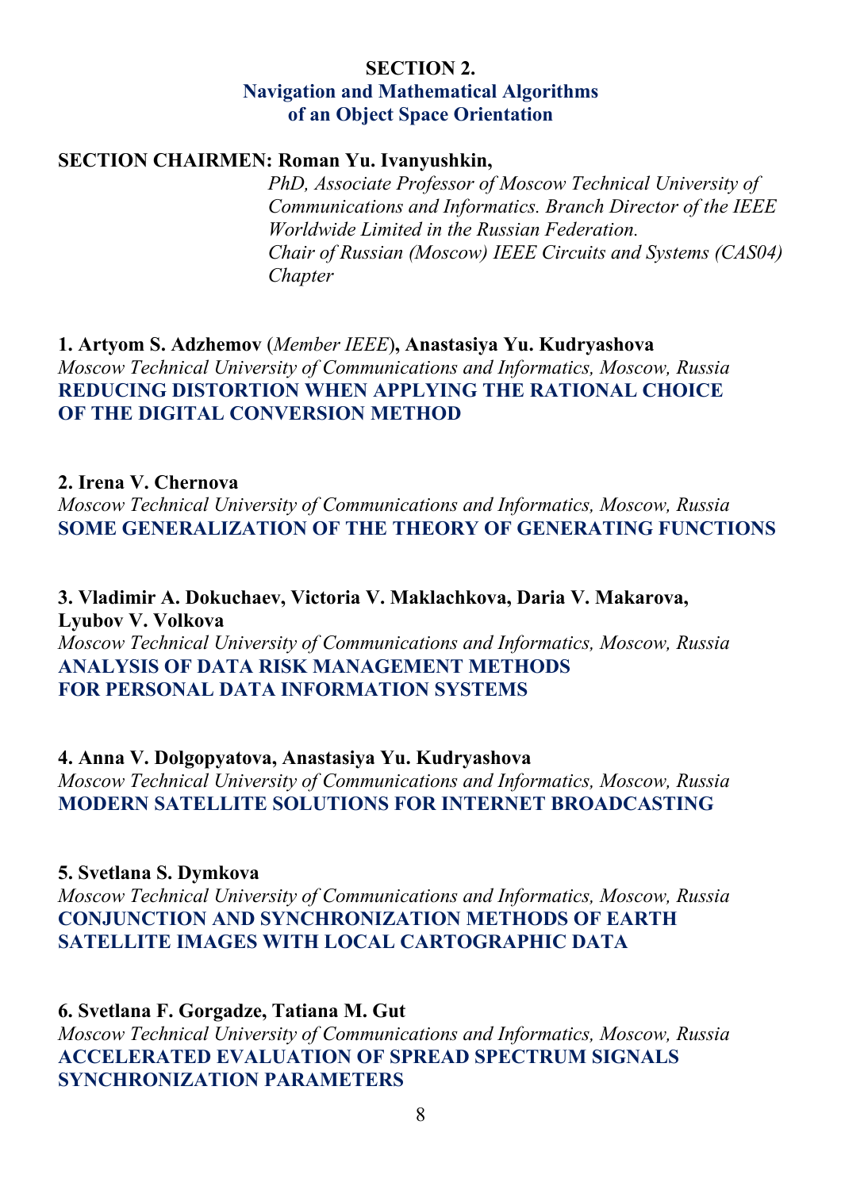## SECTION 2.
## Navigation and Mathematical Algorithms of an Object Space Orientation

**SECTION CHAIRMEN: Roman Yu. Ivanyushkin,**
*PhD, Associate Professor of Moscow Technical University of Communications and Informatics. Branch Director of the IEEE Worldwide Limited in the Russian Federation.*
*Chair of Russian (Moscow) IEEE Circuits and Systems (CAS04) Chapter*

**1. Artyom S. Adzhemov** (*Member IEEE*)**, Anastasiya Yu. Kudryashova**
*Moscow Technical University of Communications and Informatics, Moscow, Russia*
**REDUCING DISTORTION WHEN APPLYING THE RATIONAL CHOICE OF THE DIGITAL CONVERSION METHOD**

**2. Irena V. Chernova**
*Moscow Technical University of Communications and Informatics, Moscow, Russia*
**SOME GENERALIZATION OF THE THEORY OF GENERATING FUNCTIONS**

**3. Vladimir A. Dokuchaev, Victoria V. Maklachkova, Daria V. Makarova, Lyubov V. Volkova**
*Moscow Technical University of Communications and Informatics, Moscow, Russia*
**ANALYSIS OF DATA RISK MANAGEMENT METHODS FOR PERSONAL DATA INFORMATION SYSTEMS**

**4. Anna V. Dolgopyatova, Anastasiya Yu. Kudryashova**
*Moscow Technical University of Communications and Informatics, Moscow, Russia*
**MODERN SATELLITE SOLUTIONS FOR INTERNET BROADCASTING**

**5. Svetlana S. Dymkova**
*Moscow Technical University of Communications and Informatics, Moscow, Russia*
**CONJUNCTION AND SYNCHRONIZATION METHODS OF EARTH SATELLITE IMAGES WITH LOCAL CARTOGRAPHIC DATA**

**6. Svetlana F. Gorgadze, Tatiana M. Gut**
*Moscow Technical University of Communications and Informatics, Moscow, Russia*
**ACCELERATED EVALUATION OF SPREAD SPECTRUM SIGNALS SYNCHRONIZATION PARAMETERS**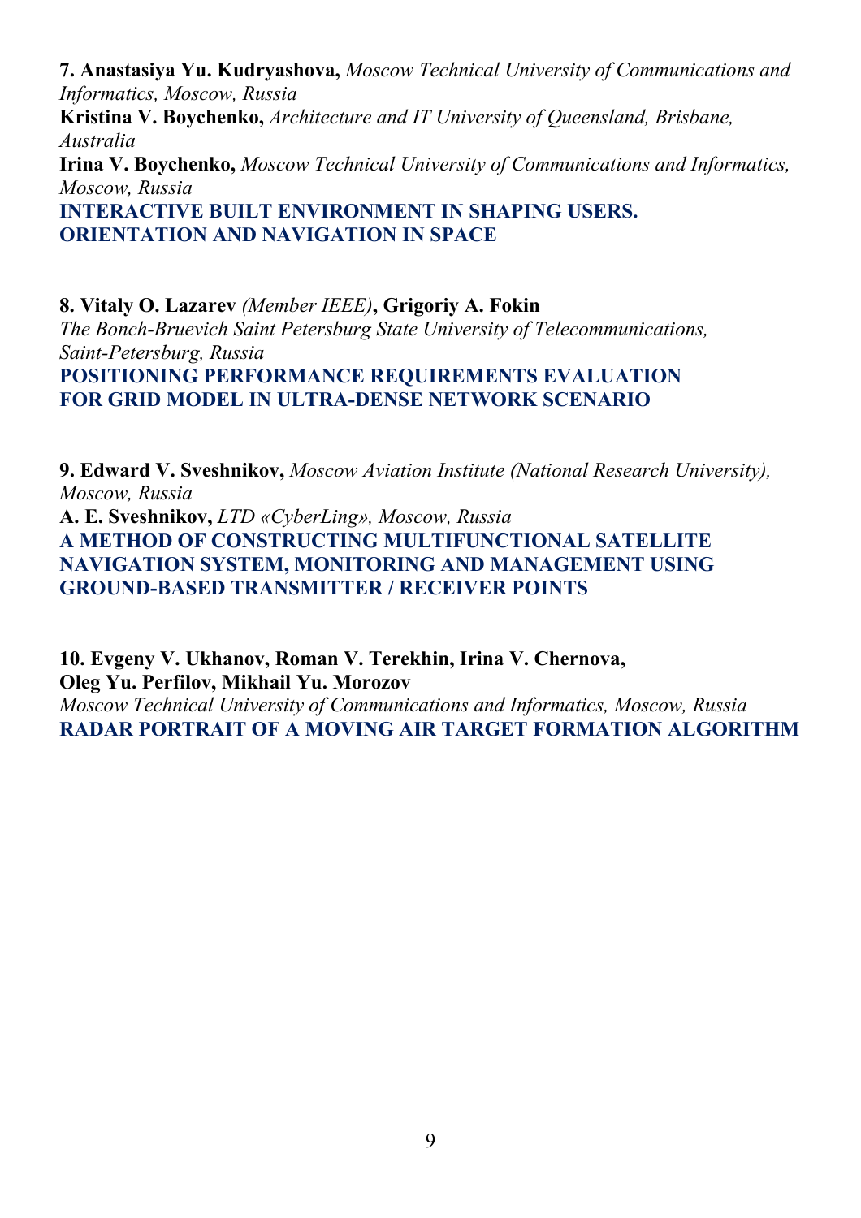**7. Anastasiya Yu. Kudryashova,** *Moscow Technical University of Communications and Informatics, Moscow, Russia*
**Kristina V. Boychenko,** *Architecture and IT University of Queensland, Brisbane, Australia*
**Irina V. Boychenko,** *Moscow Technical University of Communications and Informatics, Moscow, Russia*
**INTERACTIVE BUILT ENVIRONMENT IN SHAPING USERS. ORIENTATION AND NAVIGATION IN SPACE**

**8. Vitaly O. Lazarev** *(Member IEEE)***, Grigoriy A. Fokin**
*The Bonch-Bruevich Saint Petersburg State University of Telecommunications, Saint-Petersburg, Russia*
**POSITIONING PERFORMANCE REQUIREMENTS EVALUATION FOR GRID MODEL IN ULTRA-DENSE NETWORK SCENARIO**

**9. Edward V. Sveshnikov,** *Moscow Aviation Institute (National Research University), Moscow, Russia*
**A. E. Sveshnikov,** *LTD «CyberLing», Moscow, Russia*
**A METHOD OF CONSTRUCTING MULTIFUNCTIONAL SATELLITE NAVIGATION SYSTEM, MONITORING AND MANAGEMENT USING GROUND-BASED TRANSMITTER / RECEIVER POINTS**

**10. Evgeny V. Ukhanov, Roman V. Terekhin, Irina V. Chernova, Oleg Yu. Perfilov, Mikhail Yu. Morozov**
*Moscow Technical University of Communications and Informatics, Moscow, Russia*
**RADAR PORTRAIT OF A MOVING AIR TARGET FORMATION ALGORITHM**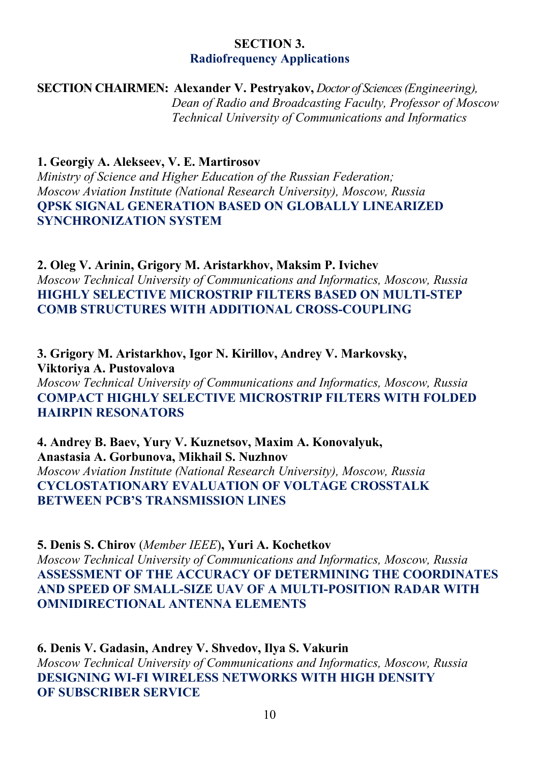## SECTION 3.
## Radiofrequency Applications

**SECTION CHAIRMEN: Alexander V. Pestryakov,** *Doctor of Sciences (Engineering), Dean of Radio and Broadcasting Faculty, Professor of Moscow Technical University of Communications and Informatics*

**1. Georgiy A. Alekseev, V. E. Martirosov**
*Ministry of Science and Higher Education of the Russian Federation;*
*Moscow Aviation Institute (National Research University), Moscow, Russia*
**QPSK SIGNAL GENERATION BASED ON GLOBALLY LINEARIZED SYNCHRONIZATION SYSTEM**

**2. Oleg V. Arinin, Grigory M. Aristarkhov, Maksim P. Ivichev**
*Moscow Technical University of Communications and Informatics, Moscow, Russia*
**HIGHLY SELECTIVE MICROSTRIP FILTERS BASED ON MULTI-STEP COMB STRUCTURES WITH ADDITIONAL CROSS-COUPLING**

**3. Grigory M. Aristarkhov, Igor N. Kirillov, Andrey V. Markovsky, Viktoriya A. Pustovalova**
*Moscow Technical University of Communications and Informatics, Moscow, Russia*
**COMPACT HIGHLY SELECTIVE MICROSTRIP FILTERS WITH FOLDED HAIRPIN RESONATORS**

**4. Andrey B. Baev, Yury V. Kuznetsov, Maxim A. Konovalyuk, Anastasia A. Gorbunova, Mikhail S. Nuzhnov**
*Moscow Aviation Institute (National Research University), Moscow, Russia*
**CYCLOSTATIONARY EVALUATION OF VOLTAGE CROSSTALK BETWEEN PCB'S TRANSMISSION LINES**

**5. Denis S. Chirov** (*Member IEEE*)**, Yuri A. Kochetkov**
*Moscow Technical University of Communications and Informatics, Moscow, Russia*
**ASSESSMENT OF THE ACCURACY OF DETERMINING THE COORDINATES AND SPEED OF SMALL-SIZE UAV OF A MULTI-POSITION RADAR WITH OMNIDIRECTIONAL ANTENNA ELEMENTS**

**6. Denis V. Gadasin, Andrey V. Shvedov, Ilya S. Vakurin**
*Moscow Technical University of Communications and Informatics, Moscow, Russia*
**DESIGNING WI-FI WIRELESS NETWORKS WITH HIGH DENSITY OF SUBSCRIBER SERVICE**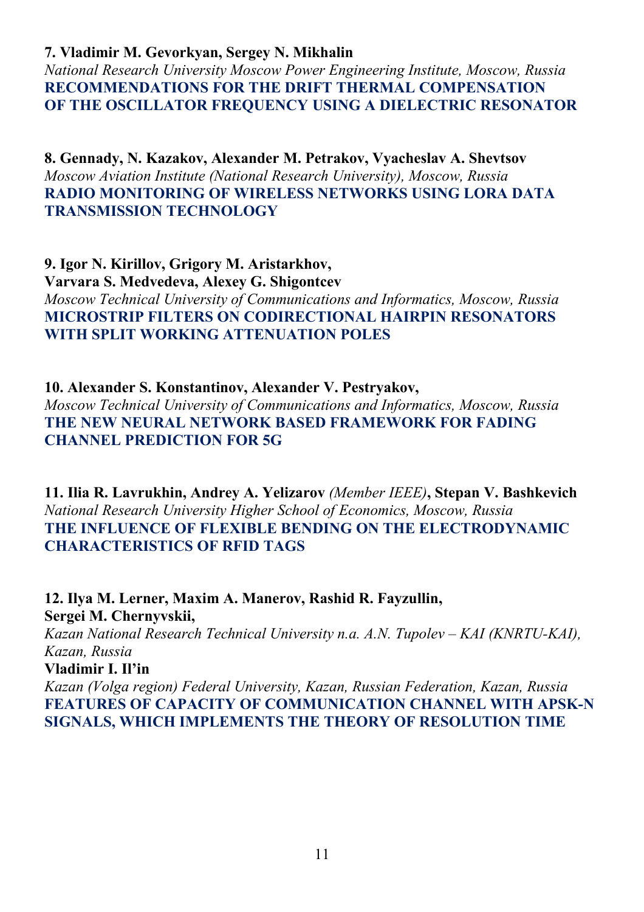**7. Vladimir M. Gevorkyan, Sergey N. Mikhalin**
*National Research University Moscow Power Engineering Institute, Moscow, Russia*
**RECOMMENDATIONS FOR THE DRIFT THERMAL COMPENSATION OF THE OSCILLATOR FREQUENCY USING A DIELECTRIC RESONATOR**

**8. Gennady, N. Kazakov, Alexander M. Petrakov, Vyacheslav A. Shevtsov**
*Moscow Aviation Institute (National Research University), Moscow, Russia*
**RADIO MONITORING OF WIRELESS NETWORKS USING LORA DATA TRANSMISSION TECHNOLOGY**

**9. Igor N. Kirillov, Grigory M. Aristarkhov,**
**Varvara S. Medvedeva, Alexey G. Shigontcev**
*Moscow Technical University of Communications and Informatics, Moscow, Russia*
**MICROSTRIP FILTERS ON CODIRECTIONAL HAIRPIN RESONATORS WITH SPLIT WORKING ATTENUATION POLES**

**10. Alexander S. Konstantinov, Alexander V. Pestryakov,**
*Moscow Technical University of Communications and Informatics, Moscow, Russia*
**THE NEW NEURAL NETWORK BASED FRAMEWORK FOR FADING CHANNEL PREDICTION FOR 5G**

**11. Ilia R. Lavrukhin, Andrey A. Yelizarov** *(Member IEEE)*, **Stepan V. Bashkevich**
*National Research University Higher School of Economics, Moscow, Russia*
**THE INFLUENCE OF FLEXIBLE BENDING ON THE ELECTRODYNAMIC CHARACTERISTICS OF RFID TAGS**

**12. Ilya M. Lerner, Maxim A. Manerov, Rashid R. Fayzullin,**
**Sergei M. Chernyvskii,**
*Kazan National Research Technical University n.a. A.N. Tupolev – KAI (KNRTU-KAI), Kazan, Russia*
**Vladimir I. Il'in**
*Kazan (Volga region) Federal University, Kazan, Russian Federation, Kazan, Russia*
**FEATURES OF CAPACITY OF COMMUNICATION CHANNEL WITH APSK-N SIGNALS, WHICH IMPLEMENTS THE THEORY OF RESOLUTION TIME**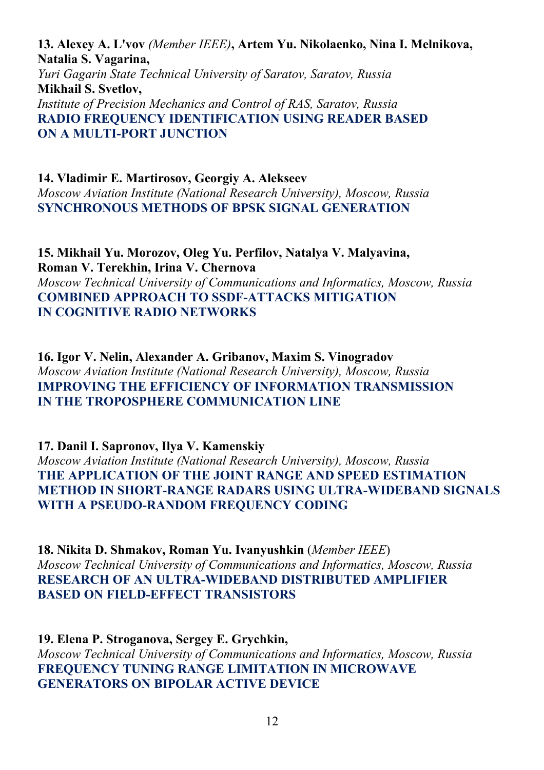**13. Alexey A. L'vov** *(Member IEEE)*, **Artem Yu. Nikolaenko, Nina I. Melnikova, Natalia S. Vagarina,**
*Yuri Gagarin State Technical University of Saratov, Saratov, Russia*
**Mikhail S. Svetlov,**
*Institute of Precision Mechanics and Control of RAS, Saratov, Russia*
**RADIO FREQUENCY IDENTIFICATION USING READER BASED ON A MULTI-PORT JUNCTION**

**14. Vladimir E. Martirosov, Georgiy A. Alekseev**
*Moscow Aviation Institute (National Research University), Moscow, Russia*
**SYNCHRONOUS METHODS OF BPSK SIGNAL GENERATION**

**15. Mikhail Yu. Morozov, Oleg Yu. Perfilov, Natalya V. Malyavina, Roman V. Terekhin, Irina V. Chernova**
*Moscow Technical University of Communications and Informatics, Moscow, Russia*
**COMBINED APPROACH TO SSDF-ATTACKS MITIGATION IN COGNITIVE RADIO NETWORKS**

**16. Igor V. Nelin, Alexander A. Gribanov, Maxim S. Vinogradov**
*Moscow Aviation Institute (National Research University), Moscow, Russia*
**IMPROVING THE EFFICIENCY OF INFORMATION TRANSMISSION IN THE TROPOSPHERE COMMUNICATION LINE**

**17. Danil I. Sapronov, Ilya V. Kamenskiy**
*Moscow Aviation Institute (National Research University), Moscow, Russia*
**THE APPLICATION OF THE JOINT RANGE AND SPEED ESTIMATION METHOD IN SHORT-RANGE RADARS USING ULTRA-WIDEBAND SIGNALS WITH A PSEUDO-RANDOM FREQUENCY CODING**

**18. Nikita D. Shmakov, Roman Yu. Ivanyushkin** (*Member IEEE*)
*Moscow Technical University of Communications and Informatics, Moscow, Russia*
**RESEARCH OF AN ULTRA-WIDEBAND DISTRIBUTED AMPLIFIER BASED ON FIELD-EFFECT TRANSISTORS**

**19. Elena P. Stroganova, Sergey E. Grychkin,**
*Moscow Technical University of Communications and Informatics, Moscow, Russia*
**FREQUENCY TUNING RANGE LIMITATION IN MICROWAVE GENERATORS ON BIPOLAR ACTIVE DEVICE**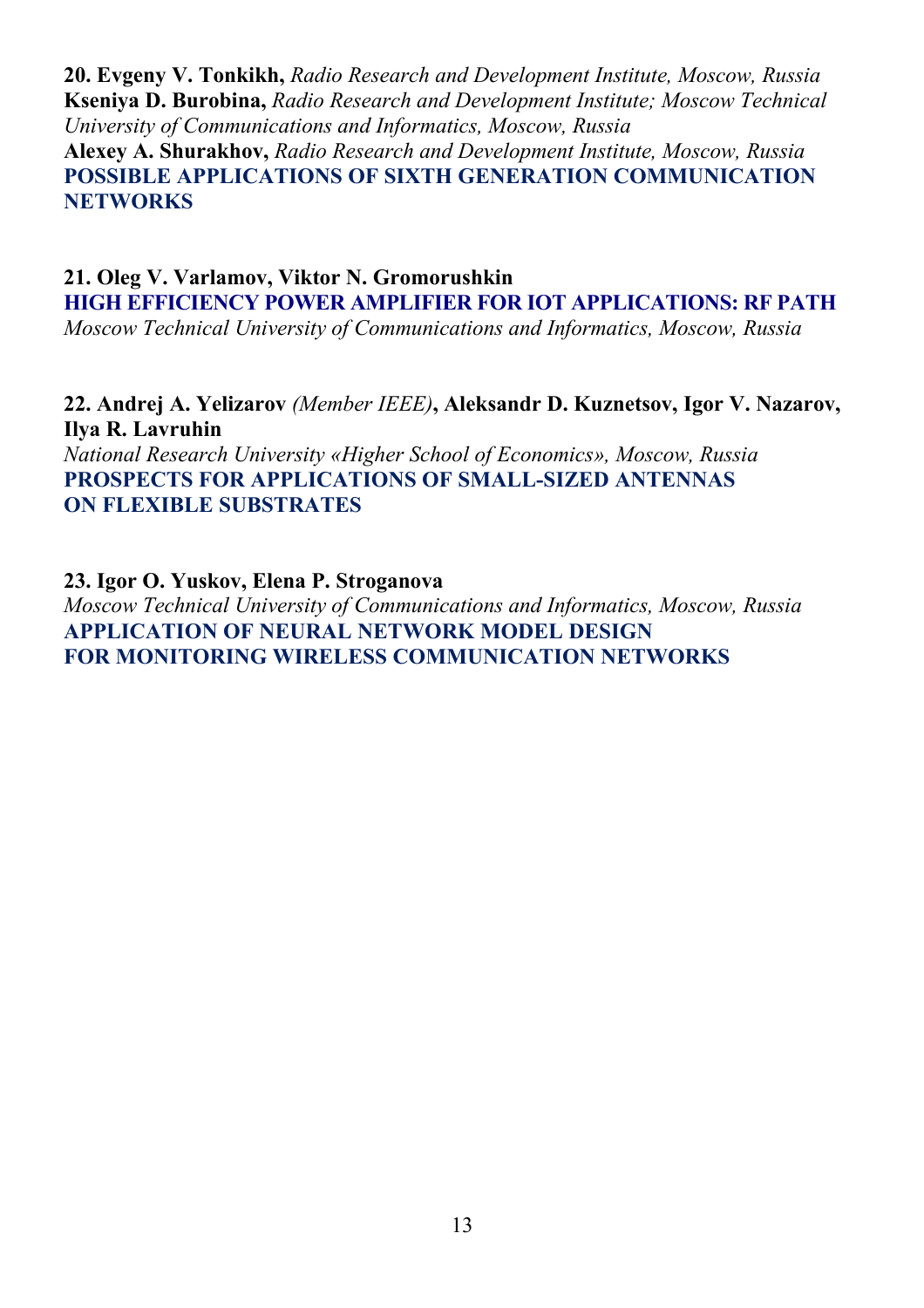**20. Evgeny V. Tonkikh,** *Radio Research and Development Institute, Moscow, Russia*
**Kseniya D. Burobina,** *Radio Research and Development Institute; Moscow Technical University of Communications and Informatics, Moscow, Russia*
**Alexey A. Shurakhov,** *Radio Research and Development Institute, Moscow, Russia*
**POSSIBLE APPLICATIONS OF SIXTH GENERATION COMMUNICATION NETWORKS**

**21. Oleg V. Varlamov, Viktor N. Gromorushkin**
**HIGH EFFICIENCY POWER AMPLIFIER FOR IOT APPLICATIONS: RF PATH**
*Moscow Technical University of Communications and Informatics, Moscow, Russia*

**22. Andrej A. Yelizarov** *(Member IEEE)***, Aleksandr D. Kuznetsov, Igor V. Nazarov, Ilya R. Lavruhin**
*National Research University «Higher School of Economics», Moscow, Russia*
**PROSPECTS FOR APPLICATIONS OF SMALL-SIZED ANTENNAS ON FLEXIBLE SUBSTRATES**

**23. Igor O. Yuskov, Elena P. Stroganova**
*Moscow Technical University of Communications and Informatics, Moscow, Russia*
**APPLICATION OF NEURAL NETWORK MODEL DESIGN FOR MONITORING WIRELESS COMMUNICATION NETWORKS**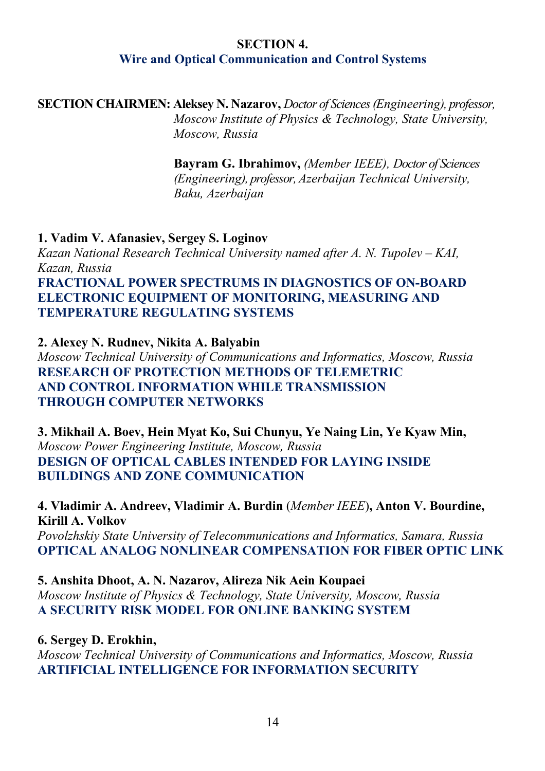## SECTION 4.
## Wire and Optical Communication and Control Systems

**SECTION CHAIRMEN:** **Aleksey N. Nazarov,** *Doctor of Sciences (Engineering), professor, Moscow Institute of Physics & Technology, State University, Moscow, Russia*

**Bayram G. Ibrahimov,** *(Member IEEE), Doctor of Sciences (Engineering), professor, Azerbaijan Technical University, Baku, Azerbaijan*

**1. Vadim V. Afanasiev, Sergey S. Loginov**
*Kazan National Research Technical University named after A. N. Tupolev – KAI, Kazan, Russia*
**FRACTIONAL POWER SPECTRUMS IN DIAGNOSTICS OF ON-BOARD ELECTRONIC EQUIPMENT OF MONITORING, MEASURING AND TEMPERATURE REGULATING SYSTEMS**

**2. Alexey N. Rudnev, Nikita A. Balyabin**
*Moscow Technical University of Communications and Informatics, Moscow, Russia*
**RESEARCH OF PROTECTION METHODS OF TELEMETRIC AND CONTROL INFORMATION WHILE TRANSMISSION THROUGH COMPUTER NETWORKS**

**3. Mikhail A. Boev, Hein Myat Ko, Sui Chunyu, Ye Naing Lin, Ye Kyaw Min,**
*Moscow Power Engineering Institute, Moscow, Russia*
**DESIGN OF OPTICAL CABLES INTENDED FOR LAYING INSIDE BUILDINGS AND ZONE COMMUNICATION**

**4. Vladimir A. Andreev, Vladimir A. Burdin** (*Member IEEE*)**, Anton V. Bourdine, Kirill A. Volkov**
*Povolzhskiy State University of Telecommunications and Informatics, Samara, Russia*
**OPTICAL ANALOG NONLINEAR COMPENSATION FOR FIBER OPTIC LINK**

**5. Anshita Dhoot, A. N. Nazarov, Alireza Nik Aein Koupaei**
*Moscow Institute of Physics & Technology, State University, Moscow, Russia*
**A SECURITY RISK MODEL FOR ONLINE BANKING SYSTEM**

**6. Sergey D. Erokhin,**
*Moscow Technical University of Communications and Informatics, Moscow, Russia*
**ARTIFICIAL INTELLIGENCE FOR INFORMATION SECURITY**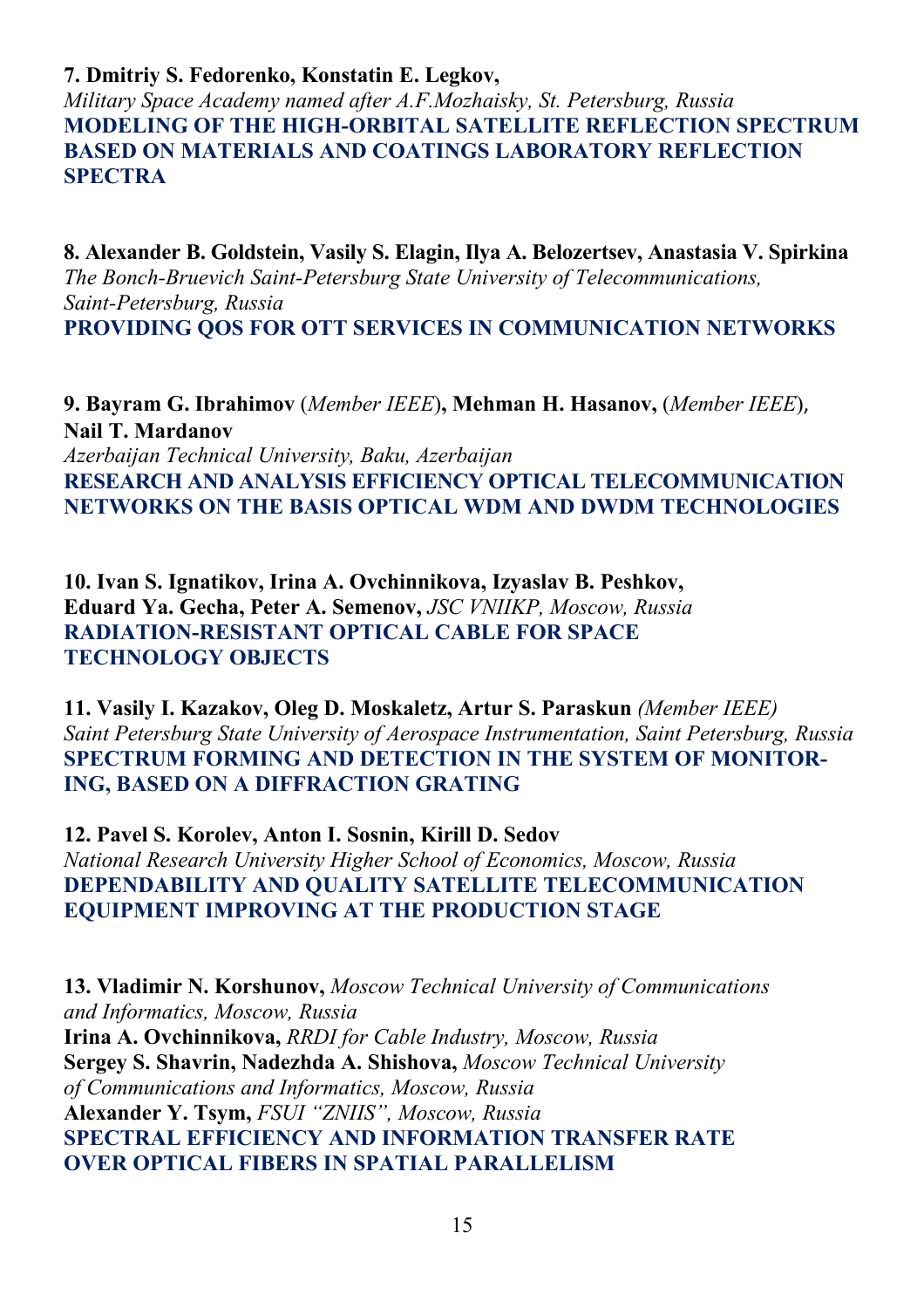**7. Dmitriy S. Fedorenko, Konstatin E. Legkov,**
*Military Space Academy named after A.F.Mozhaisky, St. Petersburg, Russia*
**MODELING OF THE HIGH-ORBITAL SATELLITE REFLECTION SPECTRUM BASED ON MATERIALS AND COATINGS LABORATORY REFLECTION SPECTRA**

**8. Alexander B. Goldstein, Vasily S. Elagin, Ilya A. Belozertsev, Anastasia V. Spirkina**
*The Bonch-Bruevich Saint-Petersburg State University of Telecommunications, Saint-Petersburg, Russia*
**PROVIDING QOS FOR OTT SERVICES IN COMMUNICATION NETWORKS**

**9. Bayram G. Ibrahimov** (*Member IEEE*)**, Mehman H. Hasanov,** (*Member IEEE*)**, Nail T. Mardanov**
*Azerbaijan Technical University, Baku, Azerbaijan*
**RESEARCH AND ANALYSIS EFFICIENCY OPTICAL TELECOMMUNICATION NETWORKS ON THE BASIS OPTICAL WDM AND DWDM TECHNOLOGIES**

**10. Ivan S. Ignatikov, Irina A. Ovchinnikova, Izyaslav B. Peshkov, Eduard Ya. Gecha, Peter A. Semenov,** *JSC VNIIKP, Moscow, Russia*
**RADIATION-RESISTANT OPTICAL CABLE FOR SPACE TECHNOLOGY OBJECTS**

**11. Vasily I. Kazakov, Oleg D. Moskaletz, Artur S. Paraskun** *(Member IEEE)*
*Saint Petersburg State University of Aerospace Instrumentation, Saint Petersburg, Russia*
**SPECTRUM FORMING AND DETECTION IN THE SYSTEM OF MONITORING, BASED ON A DIFFRACTION GRATING**

**12. Pavel S. Korolev, Anton I. Sosnin, Kirill D. Sedov**
*National Research University Higher School of Economics, Moscow, Russia*
**DEPENDABILITY AND QUALITY SATELLITE TELECOMMUNICATION EQUIPMENT IMPROVING AT THE PRODUCTION STAGE**

**13. Vladimir N. Korshunov,** *Moscow Technical University of Communications and Informatics, Moscow, Russia*
**Irina A. Ovchinnikova,** *RRDI for Cable Industry, Moscow, Russia*
**Sergey S. Shavrin, Nadezhda A. Shishova,** *Moscow Technical University of Communications and Informatics, Moscow, Russia*
**Alexander Y. Tsym,** *FSUI "ZNIIS", Moscow, Russia*
**SPECTRAL EFFICIENCY AND INFORMATION TRANSFER RATE OVER OPTICAL FIBERS IN SPATIAL PARALLELISM**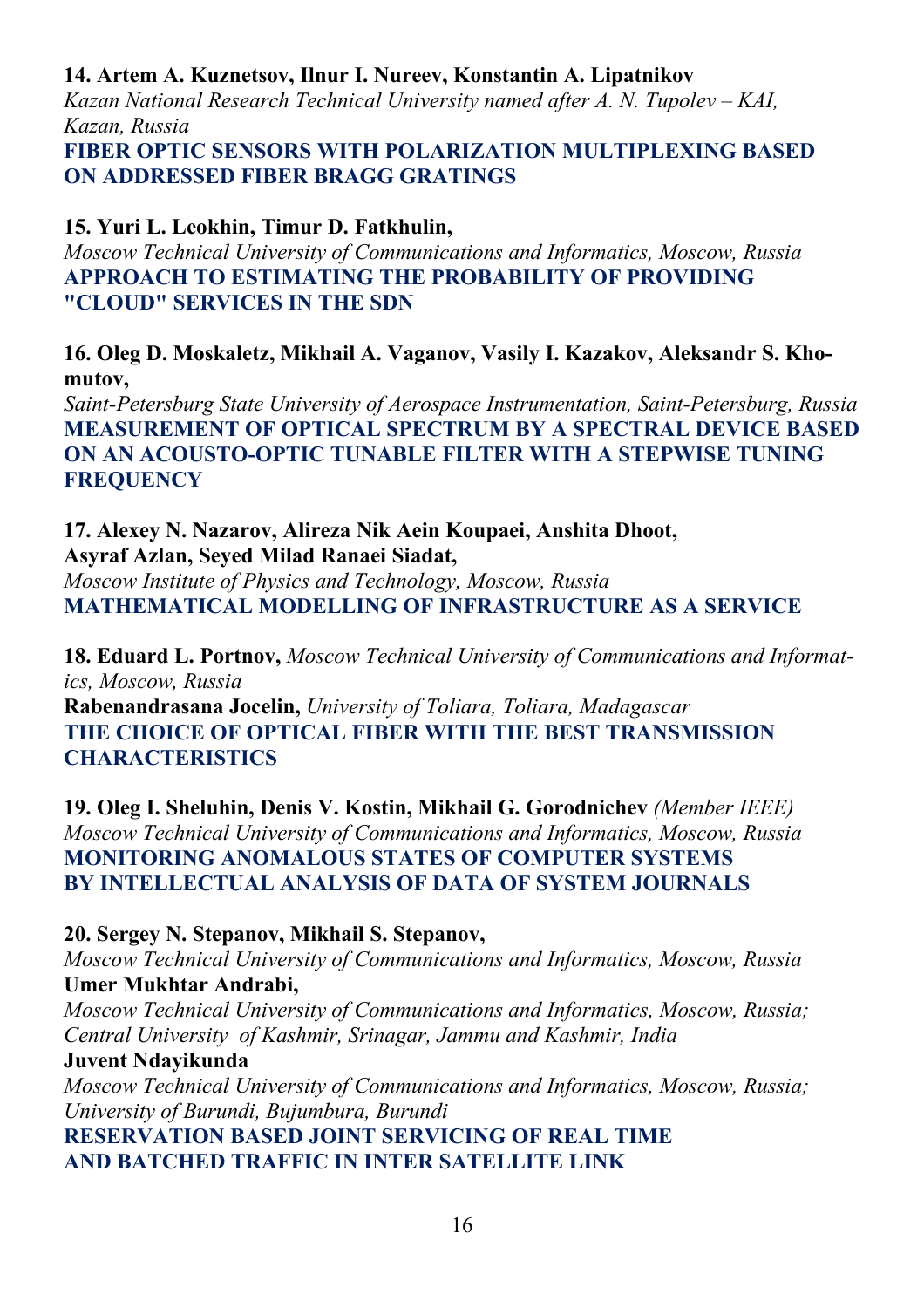**14. Artem A. Kuznetsov, Ilnur I. Nureev, Konstantin A. Lipatnikov**
*Kazan National Research Technical University named after A. N. Tupolev – KAI, Kazan, Russia*
**FIBER OPTIC SENSORS WITH POLARIZATION MULTIPLEXING BASED ON ADDRESSED FIBER BRAGG GRATINGS**

**15. Yuri L. Leokhin, Timur D. Fatkhulin,**
*Moscow Technical University of Communications and Informatics, Moscow, Russia*
**APPROACH TO ESTIMATING THE PROBABILITY OF PROVIDING "CLOUD" SERVICES IN THE SDN**

**16. Oleg D. Moskaletz, Mikhail A. Vaganov, Vasily I. Kazakov, Aleksandr S. Khomutov,**
*Saint-Petersburg State University of Aerospace Instrumentation, Saint-Petersburg, Russia*
**MEASUREMENT OF OPTICAL SPECTRUM BY A SPECTRAL DEVICE BASED ON AN ACOUSTO-OPTIC TUNABLE FILTER WITH A STEPWISE TUNING FREQUENCY**

**17. Alexey N. Nazarov, Alireza Nik Aein Koupaei, Anshita Dhoot, Asyraf Azlan, Seyed Milad Ranaei Siadat,**
*Moscow Institute of Physics and Technology, Moscow, Russia*
**MATHEMATICAL MODELLING OF INFRASTRUCTURE AS A SERVICE**

**18. Eduard L. Portnov,** *Moscow Technical University of Communications and Informatics, Moscow, Russia*
**Rabenandrasana Jocelin,** *University of Toliara, Toliara, Madagascar*
**THE CHOICE OF OPTICAL FIBER WITH THE BEST TRANSMISSION CHARACTERISTICS**

**19. Oleg I. Sheluhin, Denis V. Kostin, Mikhail G. Gorodnichev** *(Member IEEE)*
*Moscow Technical University of Communications and Informatics, Moscow, Russia*
**MONITORING ANOMALOUS STATES OF COMPUTER SYSTEMS BY INTELLECTUAL ANALYSIS OF DATA OF SYSTEM JOURNALS**

**20. Sergey N. Stepanov, Mikhail S. Stepanov,**
*Moscow Technical University of Communications and Informatics, Moscow, Russia*
**Umer Mukhtar Andrabi,**
*Moscow Technical University of Communications and Informatics, Moscow, Russia; Central University of Kashmir, Srinagar, Jammu and Kashmir, India*
**Juvent Ndayikunda**
*Moscow Technical University of Communications and Informatics, Moscow, Russia; University of Burundi, Bujumbura, Burundi*
**RESERVATION BASED JOINT SERVICING OF REAL TIME AND BATCHED TRAFFIC IN INTER SATELLITE LINK**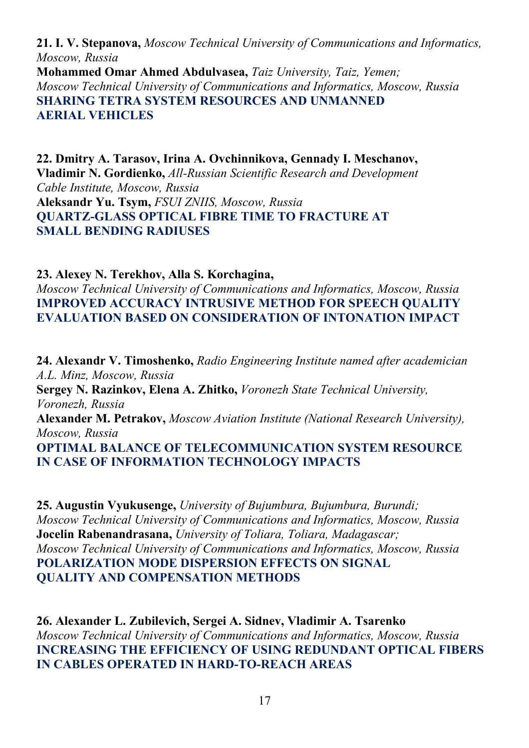**21. I. V. Stepanova,** *Moscow Technical University of Communications and Informatics, Moscow, Russia*
**Mohammed Omar Ahmed Abdulvasea,** *Taiz University, Taiz, Yemen; Moscow Technical University of Communications and Informatics, Moscow, Russia*
**SHARING TETRA SYSTEM RESOURCES AND UNMANNED AERIAL VEHICLES**

**22. Dmitry A. Tarasov, Irina A. Ovchinnikova, Gennady I. Meschanov, Vladimir N. Gordienko,** *All-Russian Scientific Research and Development Cable Institute, Moscow, Russia*
**Aleksandr Yu. Tsym,** *FSUI ZNIIS, Moscow, Russia*
**QUARTZ-GLASS OPTICAL FIBRE TIME TO FRACTURE AT SMALL BENDING RADIUSES**

**23. Alexey N. Terekhov, Alla S. Korchagina,**
*Moscow Technical University of Communications and Informatics, Moscow, Russia*
**IMPROVED ACCURACY INTRUSIVE METHOD FOR SPEECH QUALITY EVALUATION BASED ON CONSIDERATION OF INTONATION IMPACT**

**24. Alexandr V. Timoshenko,** *Radio Engineering Institute named after academician A.L. Minz, Moscow, Russia*
**Sergey N. Razinkov, Elena A. Zhitko,** *Voronezh State Technical University, Voronezh, Russia*
**Alexander M. Petrakov,** *Moscow Aviation Institute (National Research University), Moscow, Russia*
**OPTIMAL BALANCE OF TELECOMMUNICATION SYSTEM RESOURCE IN CASE OF INFORMATION TECHNOLOGY IMPACTS**

**25. Augustin Vyukusenge,** *University of Bujumbura, Bujumbura, Burundi; Moscow Technical University of Communications and Informatics, Moscow, Russia*
**Jocelin Rabenandrasana,** *University of Toliara, Toliara, Madagascar; Moscow Technical University of Communications and Informatics, Moscow, Russia*
**POLARIZATION MODE DISPERSION EFFECTS ON SIGNAL QUALITY AND COMPENSATION METHODS**

**26. Alexander L. Zubilevich, Sergei A. Sidnev, Vladimir A. Tsarenko**
*Moscow Technical University of Communications and Informatics, Moscow, Russia*
**INCREASING THE EFFICIENCY OF USING REDUNDANT OPTICAL FIBERS IN CABLES OPERATED IN HARD-TO-REACH AREAS**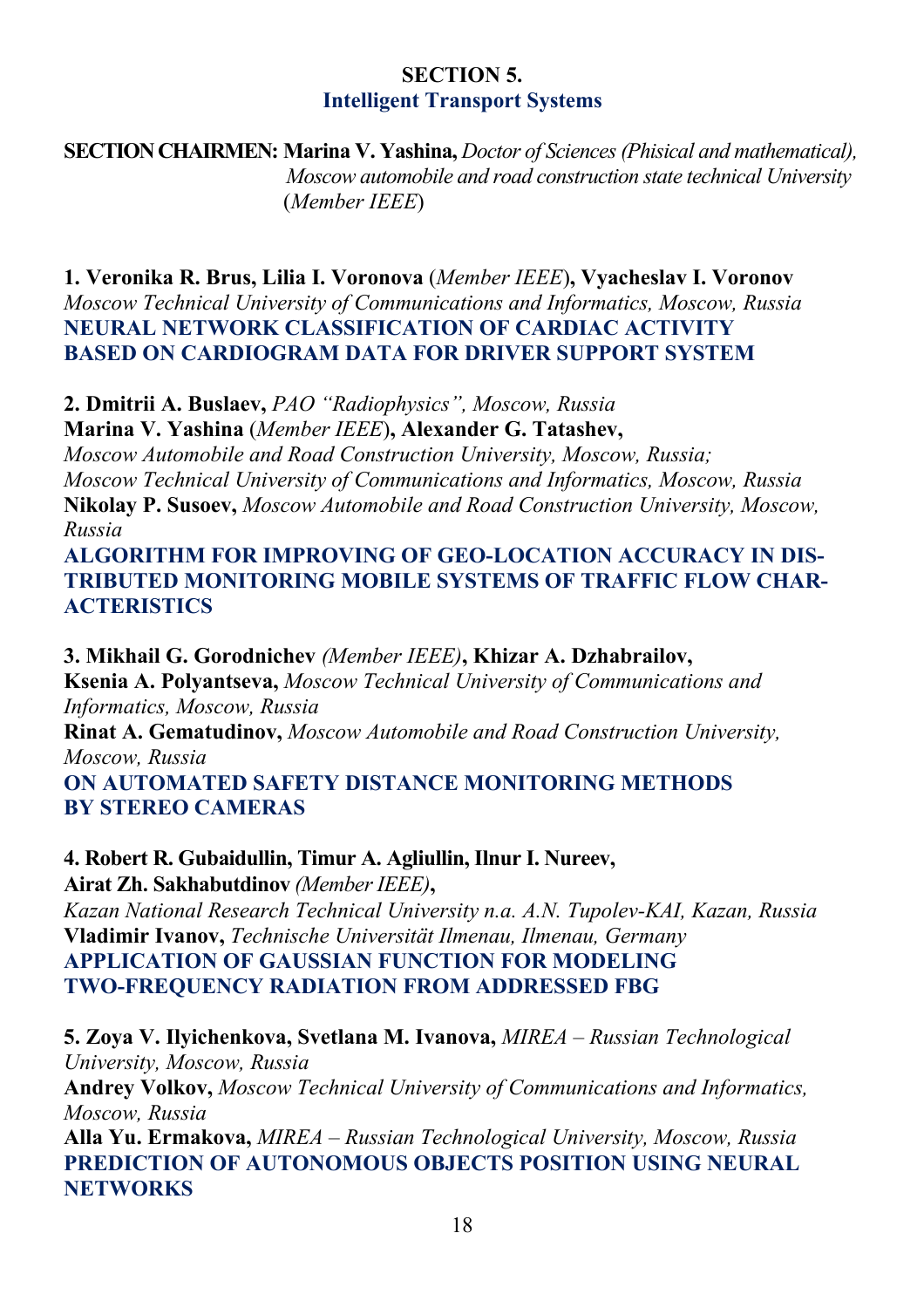## SECTION 5.
## Intelligent Transport Systems

**SECTION CHAIRMEN: Marina V. Yashina,** *Doctor of Sciences (Phisical and mathematical), Moscow automobile and road construction state technical University* (*Member IEEE*)

**1. Veronika R. Brus, Lilia I. Voronova** (*Member IEEE*)**, Vyacheslav I. Voronov**
*Moscow Technical University of Communications and Informatics, Moscow, Russia*
**NEURAL NETWORK CLASSIFICATION OF CARDIAC ACTIVITY BASED ON CARDIOGRAM DATA FOR DRIVER SUPPORT SYSTEM**

**2. Dmitrii A. Buslaev,** *PAO "Radiophysics", Moscow, Russia*
**Marina V. Yashina** (*Member IEEE*)**, Alexander G. Tatashev,**
*Moscow Automobile and Road Construction University, Moscow, Russia;*
*Moscow Technical University of Communications and Informatics, Moscow, Russia*
**Nikolay P. Susoev,** *Moscow Automobile and Road Construction University, Moscow, Russia*
**ALGORITHM FOR IMPROVING OF GEO-LOCATION ACCURACY IN DISTRIBUTED MONITORING MOBILE SYSTEMS OF TRAFFIC FLOW CHARACTERISTICS**

**3. Mikhail G. Gorodnichev** *(Member IEEE)***, Khizar A. Dzhabrailov, Ksenia A. Polyantseva,** *Moscow Technical University of Communications and Informatics, Moscow, Russia*
**Rinat A. Gematudinov,** *Moscow Automobile and Road Construction University, Moscow, Russia*
**ON AUTOMATED SAFETY DISTANCE MONITORING METHODS BY STEREO CAMERAS**

**4. Robert R. Gubaidullin, Timur A. Agliullin, Ilnur I. Nureev, Airat Zh. Sakhabutdinov** *(Member IEEE)***,**
*Kazan National Research Technical University n.a. A.N. Tupolev-KAI, Kazan, Russia*
**Vladimir Ivanov,** *Technische Universität Ilmenau, Ilmenau, Germany*
**APPLICATION OF GAUSSIAN FUNCTION FOR MODELING TWO-FREQUENCY RADIATION FROM ADDRESSED FBG**

**5. Zoya V. Ilyichenkova, Svetlana M. Ivanova,** *MIREA – Russian Technological University, Moscow, Russia*
**Andrey Volkov,** *Moscow Technical University of Communications and Informatics, Moscow, Russia*
**Alla Yu. Ermakova,** *MIREA – Russian Technological University, Moscow, Russia*
**PREDICTION OF AUTONOMOUS OBJECTS POSITION USING NEURAL NETWORKS**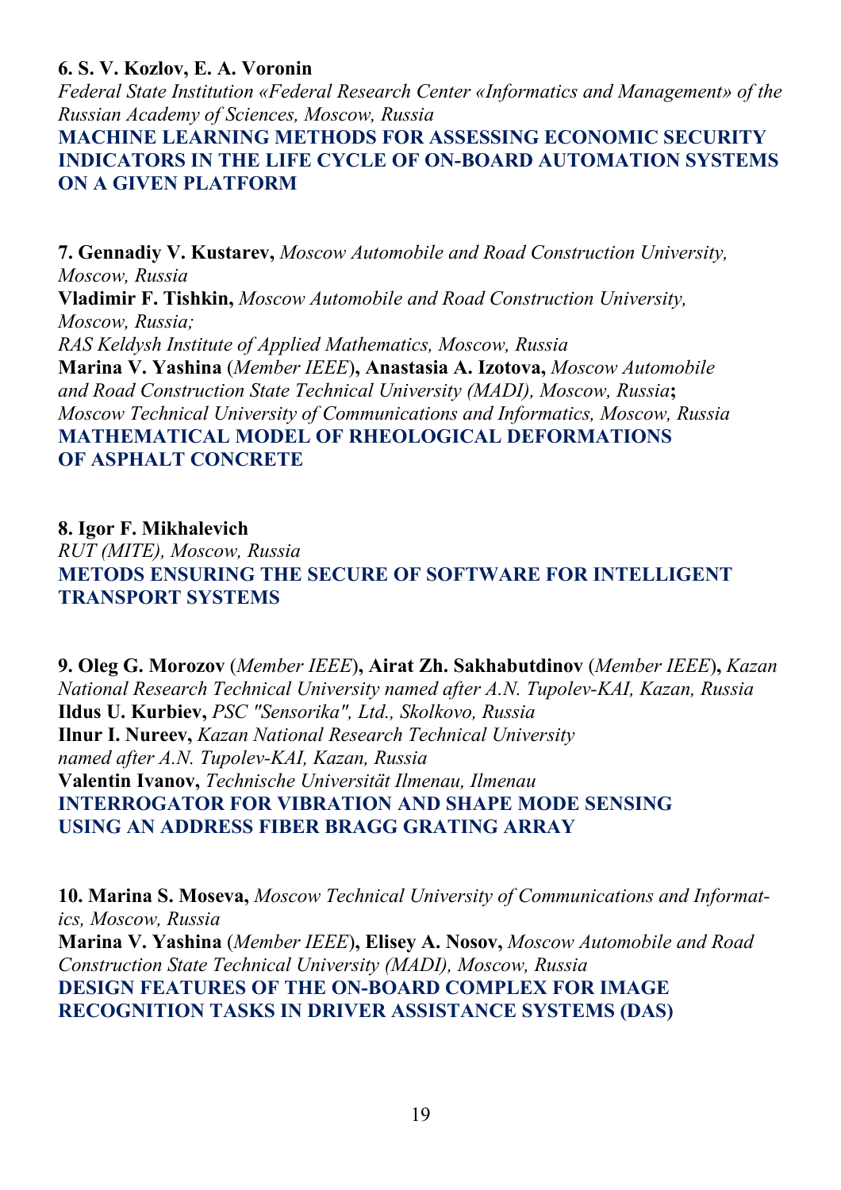**6. S. V. Kozlov, E. A. Voronin**
*Federal State Institution «Federal Research Center «Informatics and Management» of the Russian Academy of Sciences, Moscow, Russia*
**MACHINE LEARNING METHODS FOR ASSESSING ECONOMIC SECURITY INDICATORS IN THE LIFE CYCLE OF ON-BOARD AUTOMATION SYSTEMS ON A GIVEN PLATFORM**

**7. Gennadiy V. Kustarev,** *Moscow Automobile and Road Construction University, Moscow, Russia*
**Vladimir F. Tishkin,** *Moscow Automobile and Road Construction University, Moscow, Russia;*
*RAS Keldysh Institute of Applied Mathematics, Moscow, Russia*
**Marina V. Yashina** (*Member IEEE*)**, Anastasia A. Izotova,** *Moscow Automobile and Road Construction State Technical University (MADI), Moscow, Russia***;**
*Moscow Technical University of Communications and Informatics, Moscow, Russia*
**MATHEMATICAL MODEL OF RHEOLOGICAL DEFORMATIONS OF ASPHALT CONCRETE**

**8. Igor F. Mikhalevich**
*RUT (MITE), Moscow, Russia*
**METODS ENSURING THE SECURE OF SOFTWARE FOR INTELLIGENT TRANSPORT SYSTEMS**

**9. Oleg G. Morozov** (*Member IEEE*)**, Airat Zh. Sakhabutdinov** (*Member IEEE*)**,** *Kazan National Research Technical University named after A.N. Tupolev-KAI, Kazan, Russia*
**Ildus U. Kurbiev,** *PSC "Sensorika", Ltd., Skolkovo, Russia*
**Ilnur I. Nureev,** *Kazan National Research Technical University named after A.N. Tupolev-KAI, Kazan, Russia*
**Valentin Ivanov,** *Technische Universität Ilmenau, Ilmenau*
**INTERROGATOR FOR VIBRATION AND SHAPE MODE SENSING USING AN ADDRESS FIBER BRAGG GRATING ARRAY**

**10. Marina S. Moseva,** *Moscow Technical University of Communications and Informatics, Moscow, Russia*
**Marina V. Yashina** (*Member IEEE*)**, Elisey A. Nosov,** *Moscow Automobile and Road Construction State Technical University (MADI), Moscow, Russia*
**DESIGN FEATURES OF THE ON-BOARD COMPLEX FOR IMAGE RECOGNITION TASKS IN DRIVER ASSISTANCE SYSTEMS (DAS)**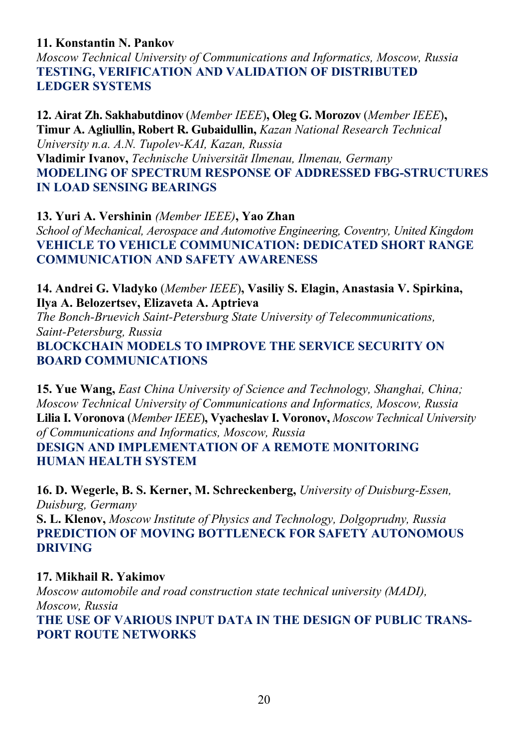**11. Konstantin N. Pankov**
*Moscow Technical University of Communications and Informatics, Moscow, Russia*
**TESTING, VERIFICATION AND VALIDATION OF DISTRIBUTED LEDGER SYSTEMS**

**12. Airat Zh. Sakhabutdinov** (*Member IEEE*)**, Oleg G. Morozov** (*Member IEEE*)**, Timur A. Agliullin, Robert R. Gubaidullin,** *Kazan National Research Technical University n.a. A.N. Tupolev-KAI, Kazan, Russia*
**Vladimir Ivanov,** *Technische Universität Ilmenau, Ilmenau, Germany*
**MODELING OF SPECTRUM RESPONSE OF ADDRESSED FBG-STRUCTURES IN LOAD SENSING BEARINGS**

**13. Yuri A. Vershinin** *(Member IEEE)***, Yao Zhan**
*School of Mechanical, Aerospace and Automotive Engineering, Coventry, United Kingdom*
**VEHICLE TO VEHICLE COMMUNICATION: DEDICATED SHORT RANGE COMMUNICATION AND SAFETY AWARENESS**

**14. Andrei G. Vladyko** (*Member IEEE*)**, Vasiliy S. Elagin, Anastasia V. Spirkina, Ilya A. Belozertsev, Elizaveta A. Aptrieva**
*The Bonch-Bruevich Saint-Petersburg State University of Telecommunications, Saint-Petersburg, Russia*
**BLOCKCHAIN MODELS TO IMPROVE THE SERVICE SECURITY ON BOARD COMMUNICATIONS**

**15. Yue Wang,** *East China University of Science and Technology, Shanghai, China; Moscow Technical University of Communications and Informatics, Moscow, Russia*
**Lilia I. Voronova** (*Member IEEE*)**, Vyacheslav I. Voronov,** *Moscow Technical University of Communications and Informatics, Moscow, Russia*
**DESIGN AND IMPLEMENTATION OF A REMOTE MONITORING HUMAN HEALTH SYSTEM**

**16. D. Wegerle, B. S. Kerner, M. Schreckenberg,** *University of Duisburg-Essen, Duisburg, Germany*
**S. L. Klenov,** *Moscow Institute of Physics and Technology, Dolgoprudny, Russia*
**PREDICTION OF MOVING BOTTLENECK FOR SAFETY AUTONOMOUS DRIVING**

**17. Mikhail R. Yakimov**
*Moscow automobile and road construction state technical university (MADI), Moscow, Russia*
**THE USE OF VARIOUS INPUT DATA IN THE DESIGN OF PUBLIC TRANSPORT ROUTE NETWORKS**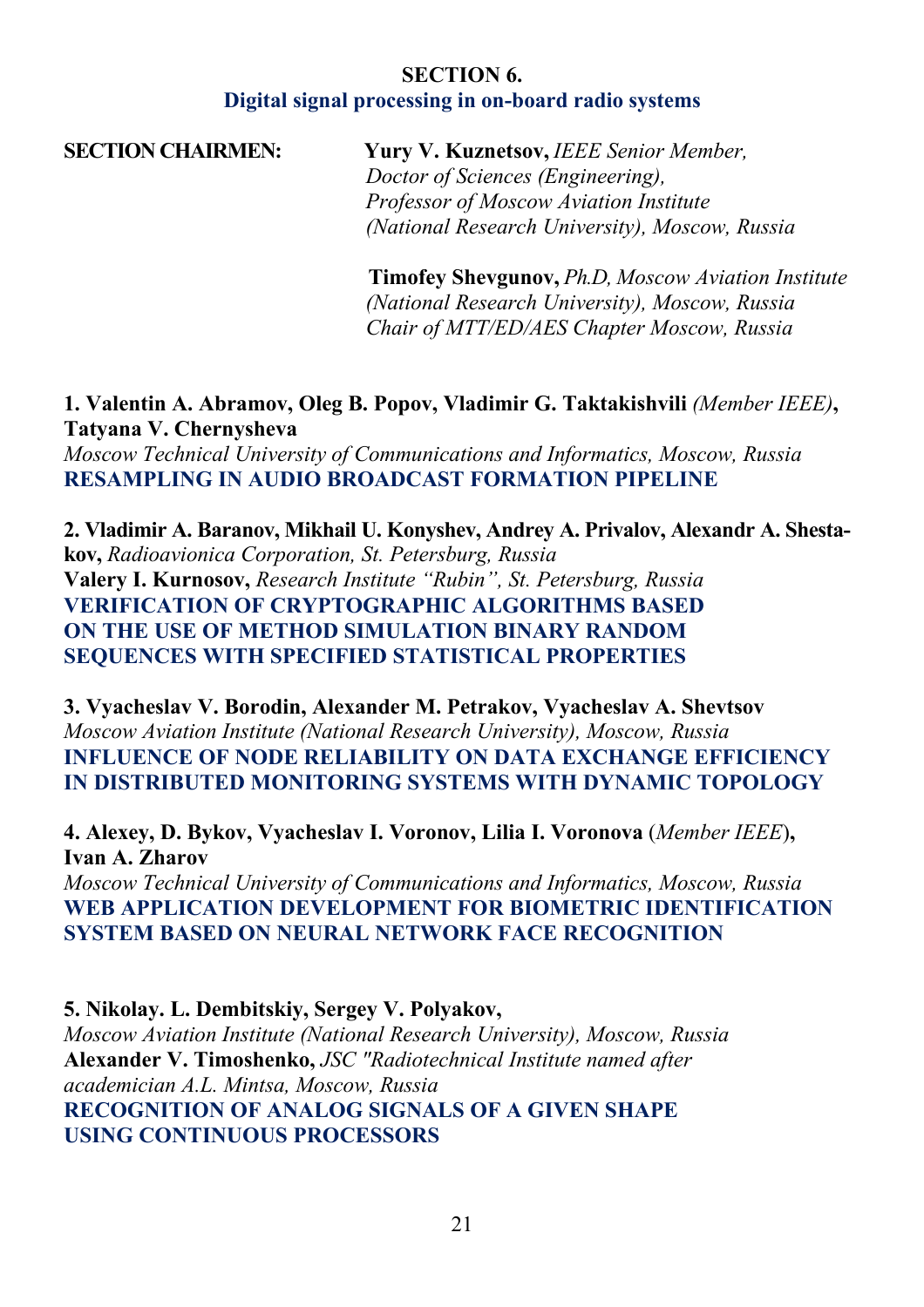## SECTION 6.
## Digital signal processing in on-board radio systems

**SECTION CHAIRMEN:**

**Yury V. Kuznetsov,** *IEEE Senior Member, Doctor of Sciences (Engineering), Professor of Moscow Aviation Institute (National Research University), Moscow, Russia*

**Timofey Shevgunov,** *Ph.D, Moscow Aviation Institute (National Research University), Moscow, Russia Chair of MTT/ED/AES Chapter Moscow, Russia*

**1. Valentin A. Abramov, Oleg B. Popov, Vladimir G. Taktakishvili** *(Member IEEE)*, **Tatyana V. Chernysheva**
*Moscow Technical University of Communications and Informatics, Moscow, Russia*
**RESAMPLING IN AUDIO BROADCAST FORMATION PIPELINE**

**2. Vladimir A. Baranov, Mikhail U. Konyshev, Andrey A. Privalov, Alexandr A. Shestakov,** *Radioavionica Corporation, St. Petersburg, Russia*
**Valery I. Kurnosov,** *Research Institute "Rubin", St. Petersburg, Russia*
**VERIFICATION OF CRYPTOGRAPHIC ALGORITHMS BASED ON THE USE OF METHOD SIMULATION BINARY RANDOM SEQUENCES WITH SPECIFIED STATISTICAL PROPERTIES**

**3. Vyacheslav V. Borodin, Alexander M. Petrakov, Vyacheslav A. Shevtsov**
*Moscow Aviation Institute (National Research University), Moscow, Russia*
**INFLUENCE OF NODE RELIABILITY ON DATA EXCHANGE EFFICIENCY IN DISTRIBUTED MONITORING SYSTEMS WITH DYNAMIC TOPOLOGY**

**4. Alexey, D. Bykov, Vyacheslav I. Voronov, Lilia I. Voronova** (*Member IEEE*), **Ivan A. Zharov**
*Moscow Technical University of Communications and Informatics, Moscow, Russia*
**WEB APPLICATION DEVELOPMENT FOR BIOMETRIC IDENTIFICATION SYSTEM BASED ON NEURAL NETWORK FACE RECOGNITION**

**5. Nikolay. L. Dembitskiy, Sergey V. Polyakov,**
*Moscow Aviation Institute (National Research University), Moscow, Russia*
**Alexander V. Timoshenko,** *JSC "Radiotechnical Institute named after academician A.L. Mintsa, Moscow, Russia*
**RECOGNITION OF ANALOG SIGNALS OF A GIVEN SHAPE USING CONTINUOUS PROCESSORS**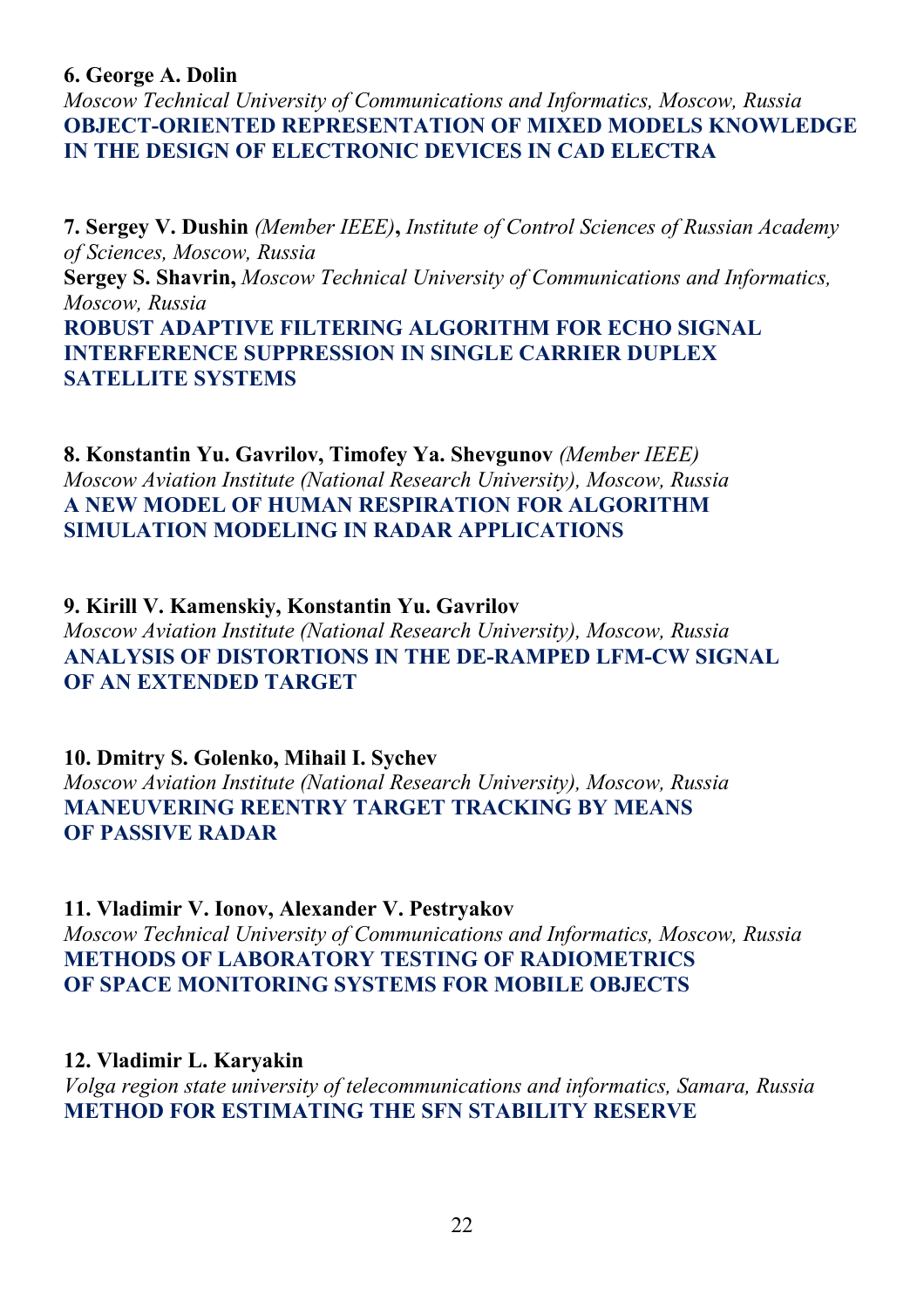**6. George A. Dolin**
*Moscow Technical University of Communications and Informatics, Moscow, Russia*
**OBJECT-ORIENTED REPRESENTATION OF MIXED MODELS KNOWLEDGE IN THE DESIGN OF ELECTRONIC DEVICES IN CAD ELECTRA**

**7. Sergey V. Dushin** *(Member IEEE)*, *Institute of Control Sciences of Russian Academy of Sciences, Moscow, Russia*
**Sergey S. Shavrin,** *Moscow Technical University of Communications and Informatics, Moscow, Russia*
**ROBUST ADAPTIVE FILTERING ALGORITHM FOR ECHO SIGNAL INTERFERENCE SUPPRESSION IN SINGLE CARRIER DUPLEX SATELLITE SYSTEMS**

**8. Konstantin Yu. Gavrilov, Timofey Ya. Shevgunov** *(Member IEEE)*
*Moscow Aviation Institute (National Research University), Moscow, Russia*
**A NEW MODEL OF HUMAN RESPIRATION FOR ALGORITHM SIMULATION MODELING IN RADAR APPLICATIONS**

**9. Kirill V. Kamenskiy, Konstantin Yu. Gavrilov**
*Moscow Aviation Institute (National Research University), Moscow, Russia*
**ANALYSIS OF DISTORTIONS IN THE DE-RAMPED LFM-CW SIGNAL OF AN EXTENDED TARGET**

**10. Dmitry S. Golenko, Mihail I. Sychev**
*Moscow Aviation Institute (National Research University), Moscow, Russia*
**MANEUVERING REENTRY TARGET TRACKING BY MEANS OF PASSIVE RADAR**

**11. Vladimir V. Ionov, Alexander V. Pestryakov**
*Moscow Technical University of Communications and Informatics, Moscow, Russia*
**METHODS OF LABORATORY TESTING OF RADIOMETRICS OF SPACE MONITORING SYSTEMS FOR MOBILE OBJECTS**

**12. Vladimir L. Karyakin**
*Volga region state university of telecommunications and informatics, Samara, Russia*
**METHOD FOR ESTIMATING THE SFN STABILITY RESERVE**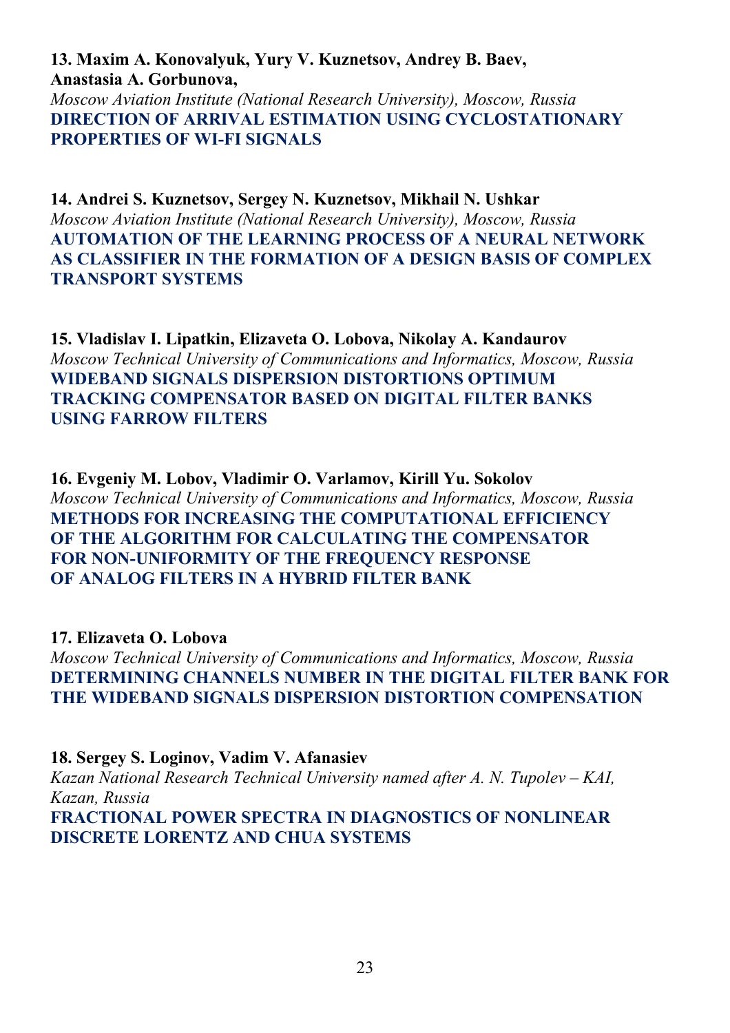**13. Maxim A. Konovalyuk, Yury V. Kuznetsov, Andrey B. Baev, Anastasia A. Gorbunova,**
*Moscow Aviation Institute (National Research University), Moscow, Russia*
**DIRECTION OF ARRIVAL ESTIMATION USING CYCLOSTATIONARY PROPERTIES OF WI-FI SIGNALS**

**14. Andrei S. Kuznetsov, Sergey N. Kuznetsov, Mikhail N. Ushkar**
*Moscow Aviation Institute (National Research University), Moscow, Russia*
**AUTOMATION OF THE LEARNING PROCESS OF A NEURAL NETWORK AS CLASSIFIER IN THE FORMATION OF A DESIGN BASIS OF COMPLEX TRANSPORT SYSTEMS**

**15. Vladislav I. Lipatkin, Elizaveta O. Lobova, Nikolay A. Kandaurov**
*Moscow Technical University of Communications and Informatics, Moscow, Russia*
**WIDEBAND SIGNALS DISPERSION DISTORTIONS OPTIMUM TRACKING COMPENSATOR BASED ON DIGITAL FILTER BANKS USING FARROW FILTERS**

**16. Evgeniy M. Lobov, Vladimir O. Varlamov, Kirill Yu. Sokolov**
*Moscow Technical University of Communications and Informatics, Moscow, Russia*
**METHODS FOR INCREASING THE COMPUTATIONAL EFFICIENCY OF THE ALGORITHM FOR CALCULATING THE COMPENSATOR FOR NON-UNIFORMITY OF THE FREQUENCY RESPONSE OF ANALOG FILTERS IN A HYBRID FILTER BANK**

**17. Elizaveta O. Lobova**
*Moscow Technical University of Communications and Informatics, Moscow, Russia*
**DETERMINING CHANNELS NUMBER IN THE DIGITAL FILTER BANK FOR THE WIDEBAND SIGNALS DISPERSION DISTORTION COMPENSATION**

**18. Sergey S. Loginov, Vadim V. Afanasiev**
*Kazan National Research Technical University named after A. N. Tupolev – KAI, Kazan, Russia*
**FRACTIONAL POWER SPECTRA IN DIAGNOSTICS OF NONLINEAR DISCRETE LORENTZ AND CHUA SYSTEMS**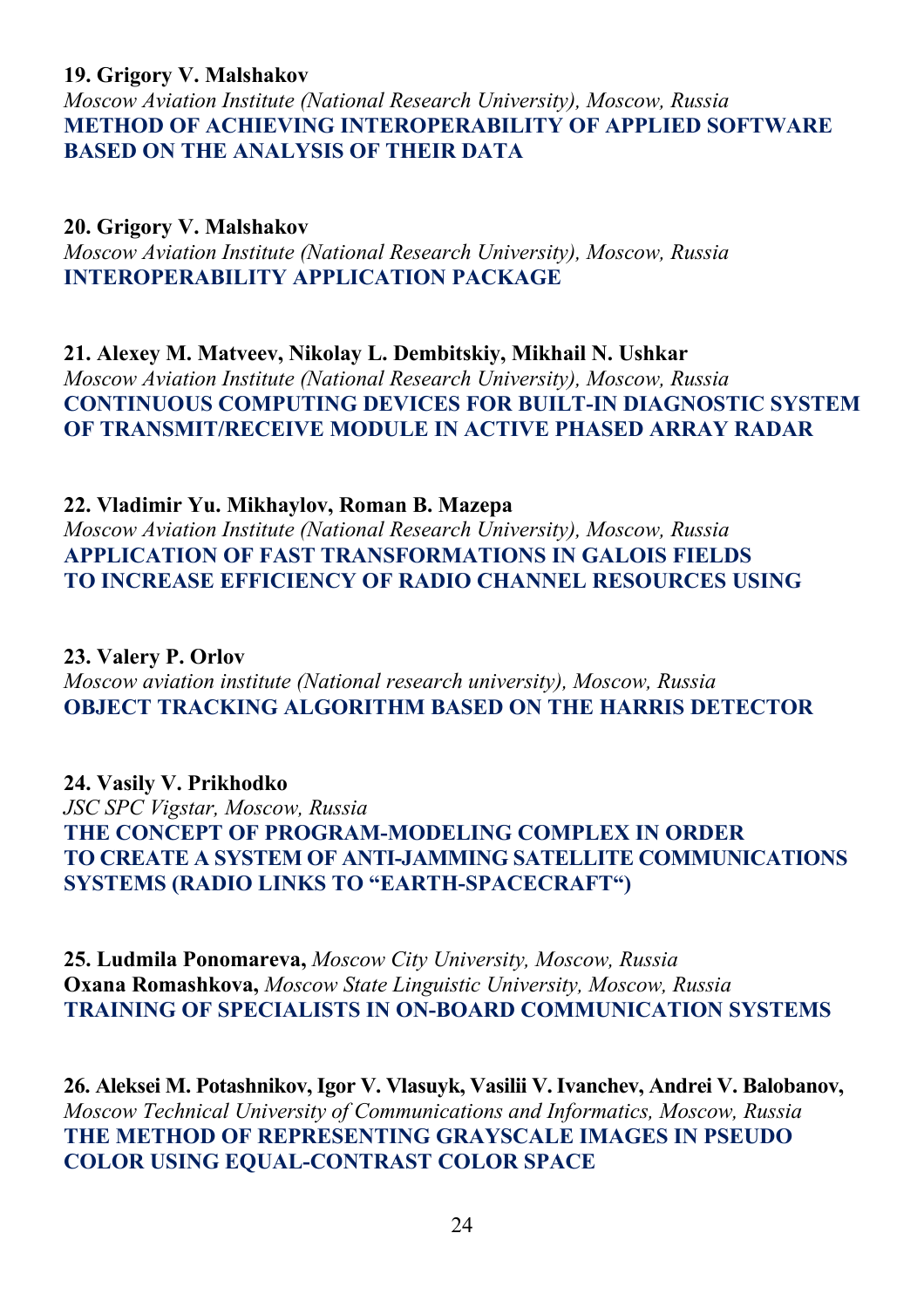**19. Grigory V. Malshakov**
*Moscow Aviation Institute (National Research University), Moscow, Russia*
**METHOD OF ACHIEVING INTEROPERABILITY OF APPLIED SOFTWARE BASED ON THE ANALYSIS OF THEIR DATA**

**20. Grigory V. Malshakov**
*Moscow Aviation Institute (National Research University), Moscow, Russia*
**INTEROPERABILITY APPLICATION PACKAGE**

**21. Alexey M. Matveev, Nikolay L. Dembitskiy, Mikhail N. Ushkar**
*Moscow Aviation Institute (National Research University), Moscow, Russia*
**CONTINUOUS COMPUTING DEVICES FOR BUILT-IN DIAGNOSTIC SYSTEM OF TRANSMIT/RECEIVE MODULE IN ACTIVE PHASED ARRAY RADAR**

**22. Vladimir Yu. Mikhaylov, Roman B. Mazepa**
*Moscow Aviation Institute (National Research University), Moscow, Russia*
**APPLICATION OF FAST TRANSFORMATIONS IN GALOIS FIELDS TO INCREASE EFFICIENCY OF RADIO CHANNEL RESOURCES USING**

**23. Valery P. Orlov**
*Moscow aviation institute (National research university), Moscow, Russia*
**OBJECT TRACKING ALGORITHM BASED ON THE HARRIS DETECTOR**

**24. Vasily V. Prikhodko**
*JSC SPC Vigstar, Moscow, Russia*
**THE CONCEPT OF PROGRAM-MODELING COMPLEX IN ORDER TO CREATE A SYSTEM OF ANTI-JAMMING SATELLITE COMMUNICATIONS SYSTEMS (RADIO LINKS TO "EARTH-SPACECRAFT")**

**25. Ludmila Ponomareva,** *Moscow City University, Moscow, Russia*
**Oxana Romashkova,** *Moscow State Linguistic University, Moscow, Russia*
**TRAINING OF SPECIALISTS IN ON-BOARD COMMUNICATION SYSTEMS**

**26. Aleksei M. Potashnikov, Igor V. Vlasuyk, Vasilii V. Ivanchev, Andrei V. Balobanov,**
*Moscow Technical University of Communications and Informatics, Moscow, Russia*
**THE METHOD OF REPRESENTING GRAYSCALE IMAGES IN PSEUDO COLOR USING EQUAL-CONTRAST COLOR SPACE**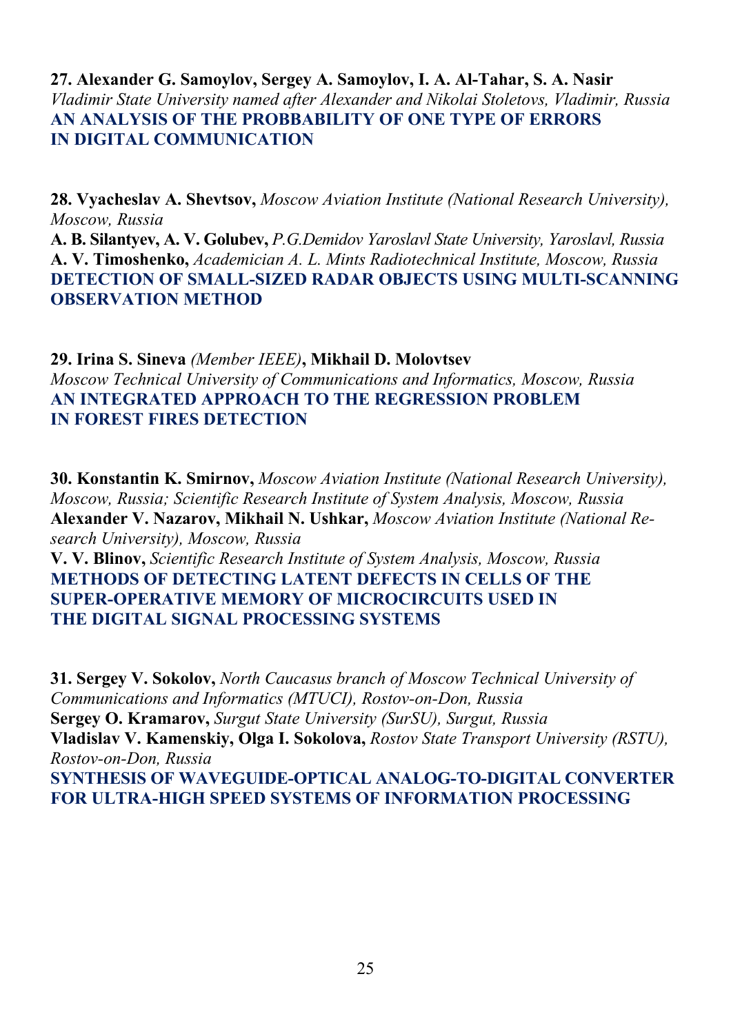**27. Alexander G. Samoylov, Sergey A. Samoylov, I. A. Al-Tahar, S. A. Nasir**
*Vladimir State University named after Alexander and Nikolai Stoletovs, Vladimir, Russia*
**AN ANALYSIS OF THE PROBBABILITY OF ONE TYPE OF ERRORS IN DIGITAL COMMUNICATION**

**28. Vyacheslav A. Shevtsov,** *Moscow Aviation Institute (National Research University), Moscow, Russia*
**A. B. Silantyev, A. V. Golubev,** *P.G.Demidov Yaroslavl State University, Yaroslavl, Russia*
**A. V. Timoshenko,** *Academician A. L. Mints Radiotechnical Institute, Moscow, Russia*
**DETECTION OF SMALL-SIZED RADAR OBJECTS USING MULTI-SCANNING OBSERVATION METHOD**

**29. Irina S. Sineva** *(Member IEEE)*, **Mikhail D. Molovtsev**
*Moscow Technical University of Communications and Informatics, Moscow, Russia*
**AN INTEGRATED APPROACH TO THE REGRESSION PROBLEM IN FOREST FIRES DETECTION**

**30. Konstantin K. Smirnov,** *Moscow Aviation Institute (National Research University), Moscow, Russia; Scientific Research Institute of System Analysis, Moscow, Russia*
**Alexander V. Nazarov, Mikhail N. Ushkar,** *Moscow Aviation Institute (National Research University), Moscow, Russia*
**V. V. Blinov,** *Scientific Research Institute of System Analysis, Moscow, Russia*
**METHODS OF DETECTING LATENT DEFECTS IN CELLS OF THE SUPER-OPERATIVE MEMORY OF MICROCIRCUITS USED IN THE DIGITAL SIGNAL PROCESSING SYSTEMS**

**31. Sergey V. Sokolov,** *North Caucasus branch of Moscow Technical University of Communications and Informatics (MTUCI), Rostov-on-Don, Russia*
**Sergey O. Kramarov,** *Surgut State University (SurSU), Surgut, Russia*
**Vladislav V. Kamenskiy, Olga I. Sokolova,** *Rostov State Transport University (RSTU), Rostov-on-Don, Russia*
**SYNTHESIS OF WAVEGUIDE-OPTICAL ANALOG-TO-DIGITAL CONVERTER FOR ULTRA-HIGH SPEED SYSTEMS OF INFORMATION PROCESSING**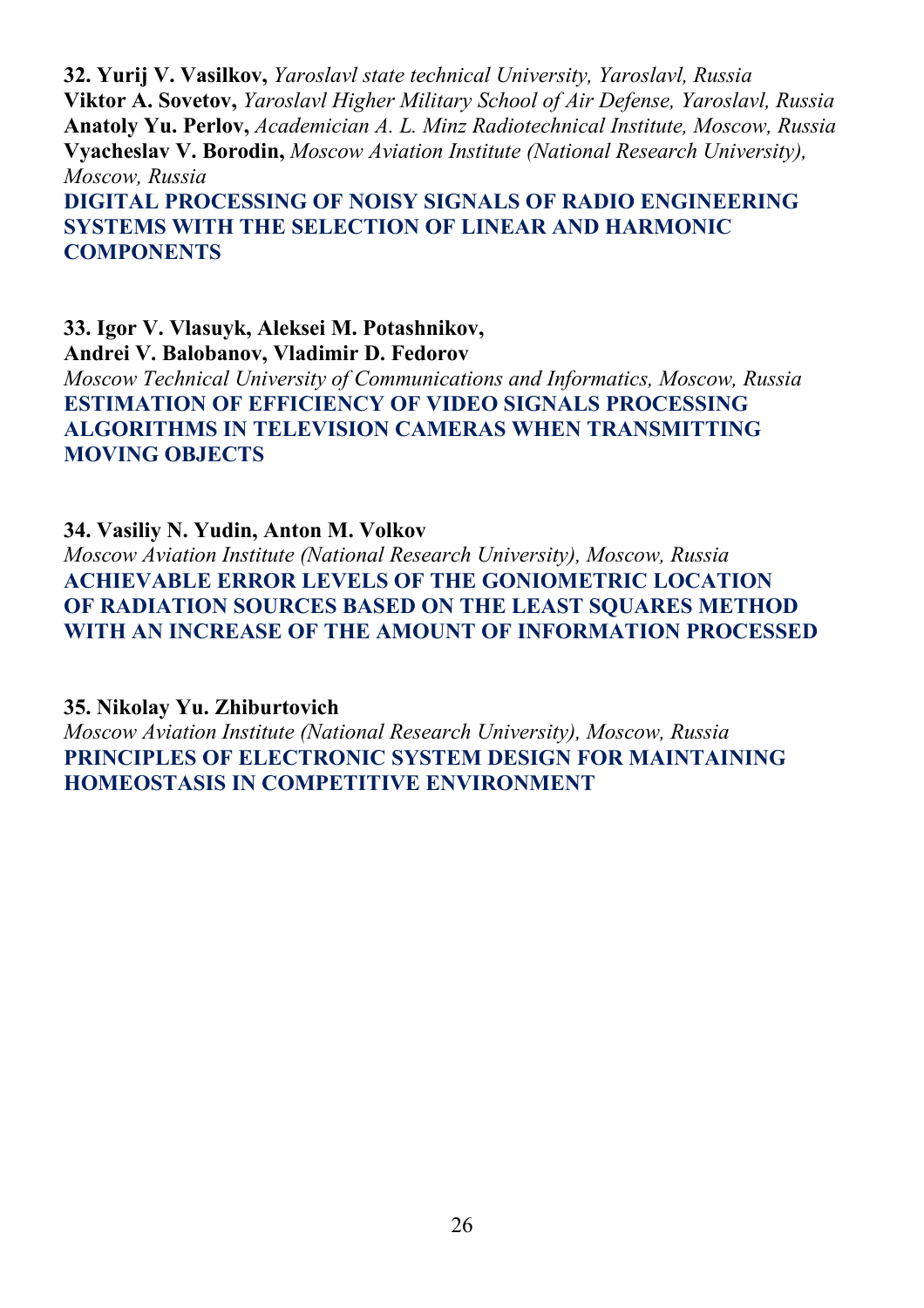**32. Yurij V. Vasilkov,** *Yaroslavl state technical University, Yaroslavl, Russia*
**Viktor A. Sovetov,** *Yaroslavl Higher Military School of Air Defense, Yaroslavl, Russia*
**Anatoly Yu. Perlov,** *Academician A. L. Minz Radiotechnical Institute, Moscow, Russia*
**Vyacheslav V. Borodin,** *Moscow Aviation Institute (National Research University), Moscow, Russia*
**DIGITAL PROCESSING OF NOISY SIGNALS OF RADIO ENGINEERING SYSTEMS WITH THE SELECTION OF LINEAR AND HARMONIC COMPONENTS**

**33. Igor V. Vlasuyk, Aleksei M. Potashnikov,**
**Andrei V. Balobanov, Vladimir D. Fedorov**
*Moscow Technical University of Communications and Informatics, Moscow, Russia*
**ESTIMATION OF EFFICIENCY OF VIDEO SIGNALS PROCESSING ALGORITHMS IN TELEVISION CAMERAS WHEN TRANSMITTING MOVING OBJECTS**

**34. Vasiliy N. Yudin, Anton M. Volkov**
*Moscow Aviation Institute (National Research University), Moscow, Russia*
**ACHIEVABLE ERROR LEVELS OF THE GONIOMETRIC LOCATION OF RADIATION SOURCES BASED ON THE LEAST SQUARES METHOD WITH AN INCREASE OF THE AMOUNT OF INFORMATION PROCESSED**

**35. Nikolay Yu. Zhiburtovich**
*Moscow Aviation Institute (National Research University), Moscow, Russia*
**PRINCIPLES OF ELECTRONIC SYSTEM DESIGN FOR MAINTAINING HOMEOSTASIS IN COMPETITIVE ENVIRONMENT**